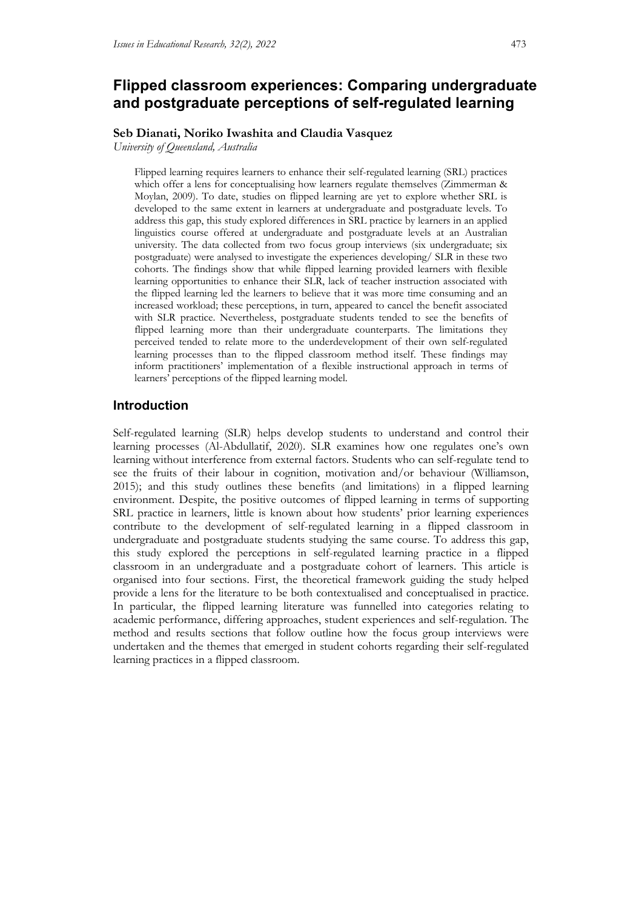# Flipped classroom experiences: Comparing undergraduate and postgraduate perceptions of self-regulated learning

**Seb Dianati, Noriko Iwashita and Claudia Vasquez**

*University of Queensland, Australia*

> Flipped learning requires learners to enhance their self-regulated learning (SRL) practices which offer a lens for conceptualising how learners regulate themselves (Zimmerman & Moylan, 2009). To date, studies on flipped learning are yet to explore whether SRL is developed to the same extent in learners at undergraduate and postgraduate levels. To address this gap, this study explored differences in SRL practice by learners in an applied linguistics course offered at undergraduate and postgraduate levels at an Australian university. The data collected from two focus group interviews (six undergraduate; six postgraduate) were analysed to investigate the experiences developing/ SLR in these two cohorts. The findings show that while flipped learning provided learners with flexible learning opportunities to enhance their SLR, lack of teacher instruction associated with the flipped learning led the learners to believe that it was more time consuming and an increased workload; these perceptions, in turn, appeared to cancel the benefit associated with SLR practice. Nevertheless, postgraduate students tended to see the benefits of flipped learning more than their undergraduate counterparts. The limitations they perceived tended to relate more to the underdevelopment of their own self-regulated learning processes than to the flipped classroom method itself. These findings may inform practitioners' implementation of a flexible instructional approach in terms of learners' perceptions of the flipped learning model.

## Introduction

Self-regulated learning (SLR) helps develop students to understand and control their learning processes (Al-Abdullatif, 2020). SLR examines how one regulates one's own learning without interference from external factors. Students who can self-regulate tend to see the fruits of their labour in cognition, motivation and/or behaviour (Williamson, 2015); and this study outlines these benefits (and limitations) in a flipped learning environment. Despite, the positive outcomes of flipped learning in terms of supporting SRL practice in learners, little is known about how students' prior learning experiences contribute to the development of self-regulated learning in a flipped classroom in undergraduate and postgraduate students studying the same course. To address this gap, this study explored the perceptions in self-regulated learning practice in a flipped classroom in an undergraduate and a postgraduate cohort of learners. This article is organised into four sections. First, the theoretical framework guiding the study helped provide a lens for the literature to be both contextualised and conceptualised in practice. In particular, the flipped learning literature was funnelled into categories relating to academic performance, differing approaches, student experiences and self-regulation. The method and results sections that follow outline how the focus group interviews were undertaken and the themes that emerged in student cohorts regarding their self-regulated learning practices in a flipped classroom.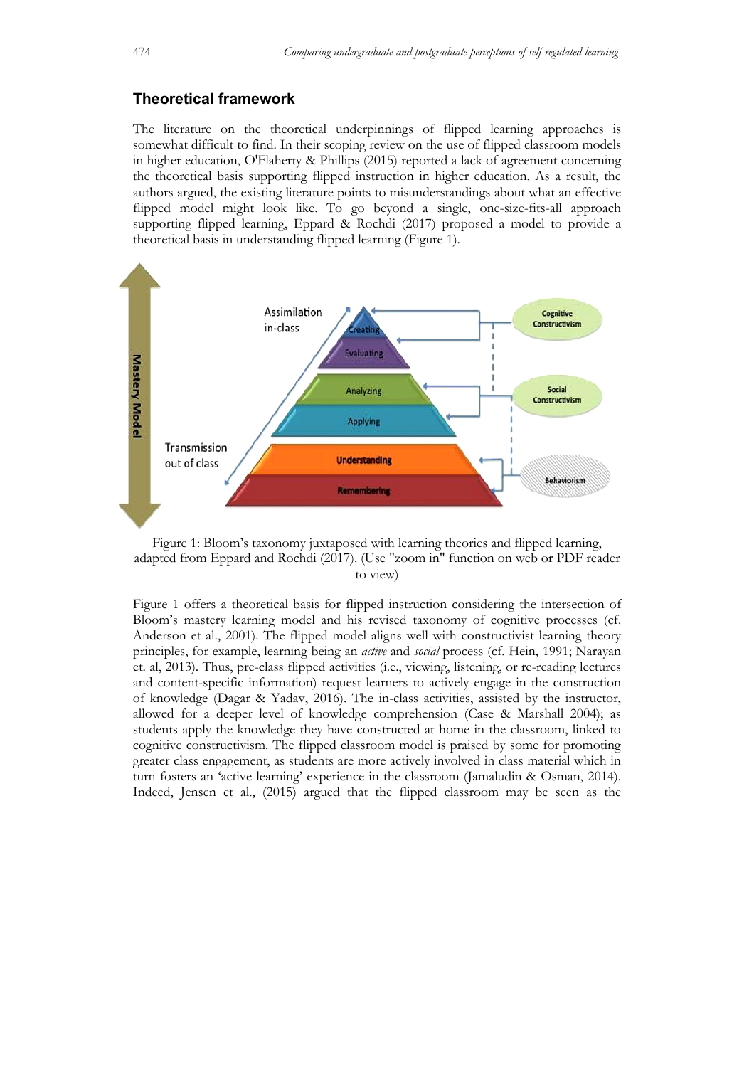## Theoretical framework

The literature on the theoretical underpinnings of flipped learning approaches is somewhat difficult to find. In their scoping review on the use of flipped classroom models in higher education, O'Flaherty & Phillips (2015) reported a lack of agreement concerning the theoretical basis supporting flipped instruction in higher education. As a result, the authors argued, the existing literature points to misunderstandings about what an effective flipped model might look like. To go beyond a single, one-size-fits-all approach supporting flipped learning, Eppard & Rochdi (2017) proposed a model to provide a theoretical basis in understanding flipped learning (Figure 1).

Figure 1: Bloom's taxonomy juxtaposed with learning theories and flipped learning, adapted from Eppard and Rochdi (2017). (Use "zoom in" function on web or PDF reader to view)

Figure 1 offers a theoretical basis for flipped instruction considering the intersection of Bloom's mastery learning model and his revised taxonomy of cognitive processes (cf. Anderson et al., 2001). The flipped model aligns well with constructivist learning theory principles, for example, learning being an *active* and *social* process (cf. Hein, 1991; Narayan et. al, 2013). Thus, pre-class flipped activities (i.e., viewing, listening, or re-reading lectures and content-specific information) request learners to actively engage in the construction of knowledge (Dagar & Yadav, 2016). The in-class activities, assisted by the instructor, allowed for a deeper level of knowledge comprehension (Case & Marshall 2004); as students apply the knowledge they have constructed at home in the classroom, linked to cognitive constructivism. The flipped classroom model is praised by some for promoting greater class engagement, as students are more actively involved in class material which in turn fosters an 'active learning' experience in the classroom (Jamaludin & Osman, 2014). Indeed, Jensen et al., (2015) argued that the flipped classroom may be seen as the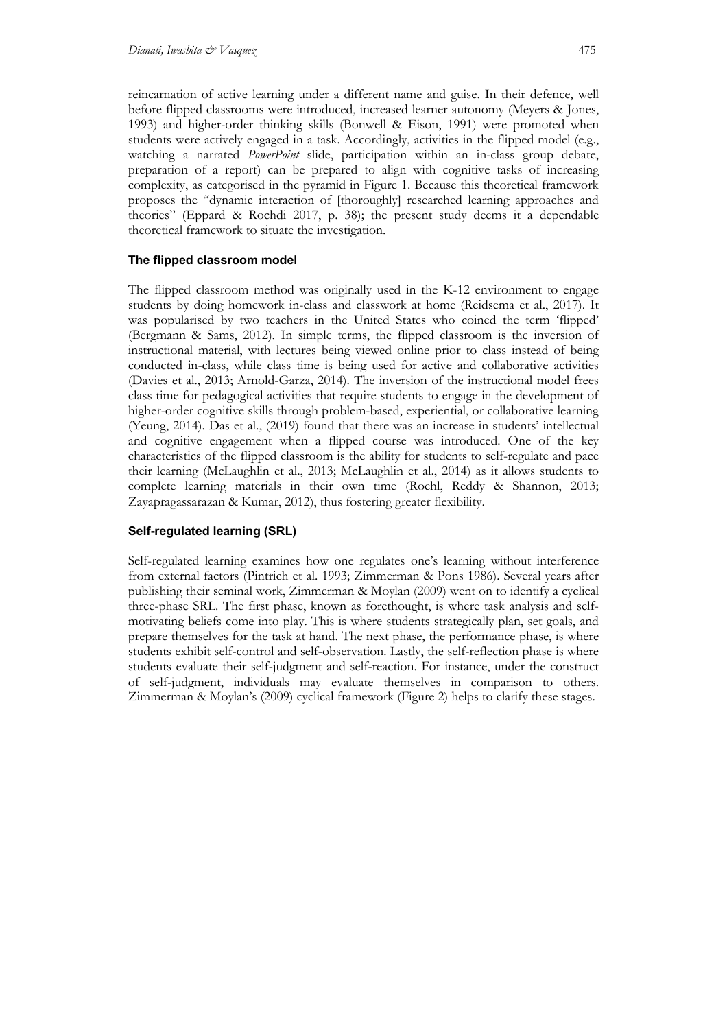reincarnation of active learning under a different name and guise. In their defence, well before flipped classrooms were introduced, increased learner autonomy (Meyers & Jones, 1993) and higher-order thinking skills (Bonwell & Eison, 1991) were promoted when students were actively engaged in a task. Accordingly, activities in the flipped model (e.g., watching a narrated *PowerPoint* slide, participation within an in-class group debate, preparation of a report) can be prepared to align with cognitive tasks of increasing complexity, as categorised in the pyramid in Figure 1. Because this theoretical framework proposes the "dynamic interaction of [thoroughly] researched learning approaches and theories" (Eppard & Rochdi 2017, p. 38); the present study deems it a dependable theoretical framework to situate the investigation.

### The flipped classroom model

The flipped classroom method was originally used in the K-12 environment to engage students by doing homework in-class and classwork at home (Reidsema et al., 2017). It was popularised by two teachers in the United States who coined the term 'flipped' (Bergmann & Sams, 2012). In simple terms, the flipped classroom is the inversion of instructional material, with lectures being viewed online prior to class instead of being conducted in-class, while class time is being used for active and collaborative activities (Davies et al., 2013; Arnold-Garza, 2014). The inversion of the instructional model frees class time for pedagogical activities that require students to engage in the development of higher-order cognitive skills through problem-based, experiential, or collaborative learning (Yeung, 2014). Das et al., (2019) found that there was an increase in students' intellectual and cognitive engagement when a flipped course was introduced. One of the key characteristics of the flipped classroom is the ability for students to self-regulate and pace their learning (McLaughlin et al., 2013; McLaughlin et al., 2014) as it allows students to complete learning materials in their own time (Roehl, Reddy & Shannon, 2013; Zayapragassarazan & Kumar, 2012), thus fostering greater flexibility.

### Self-regulated learning (SRL)

Self-regulated learning examines how one regulates one's learning without interference from external factors (Pintrich et al. 1993; Zimmerman & Pons 1986). Several years after publishing their seminal work, Zimmerman & Moylan (2009) went on to identify a cyclical three-phase SRL. The first phase, known as forethought, is where task analysis and self-motivating beliefs come into play. This is where students strategically plan, set goals, and prepare themselves for the task at hand. The next phase, the performance phase, is where students exhibit self-control and self-observation. Lastly, the self-reflection phase is where students evaluate their self-judgment and self-reaction. For instance, under the construct of self-judgment, individuals may evaluate themselves in comparison to others. Zimmerman & Moylan's (2009) cyclical framework (Figure 2) helps to clarify these stages.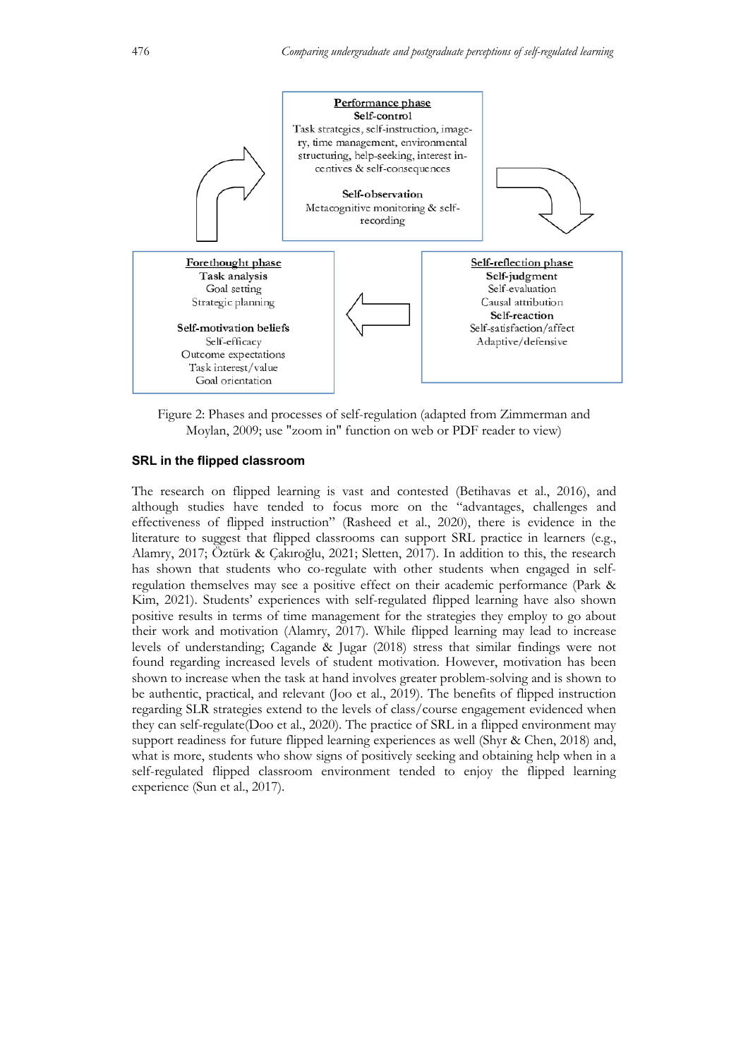**Performance phase**
**Self-control**
Task strategies, self-instruction, imagery, time management, environmental structuring, help-seeking, interest incentives & self-consequences

**Self-observation**
Metacognitive monitoring & self-recording

**Forethought phase**
**Task analysis**
Goal setting
Strategic planning

**Self-motivation beliefs**
Self-efficacy
Outcome expectations
Task interest/value
Goal orientation

**Self-reflection phase**
**Self-judgment**
Self-evaluation
Causal attribution
**Self-reaction**
Self-satisfaction/affect
Adaptive/defensive

Figure 2: Phases and processes of self-regulation (adapted from Zimmerman and Moylan, 2009; use "zoom in" function on web or PDF reader to view)

### SRL in the flipped classroom

The research on flipped learning is vast and contested (Betihavas et al., 2016), and although studies have tended to focus more on the "advantages, challenges and effectiveness of flipped instruction" (Rasheed et al., 2020), there is evidence in the literature to suggest that flipped classrooms can support SRL practice in learners (e.g., Alamry, 2017; Öztürk & Çakıroğlu, 2021; Sletten, 2017). In addition to this, the research has shown that students who co-regulate with other students when engaged in self-regulation themselves may see a positive effect on their academic performance (Park & Kim, 2021). Students' experiences with self-regulated flipped learning have also shown positive results in terms of time management for the strategies they employ to go about their work and motivation (Alamry, 2017). While flipped learning may lead to increase levels of understanding; Cagande & Jugar (2018) stress that similar findings were not found regarding increased levels of student motivation. However, motivation has been shown to increase when the task at hand involves greater problem-solving and is shown to be authentic, practical, and relevant (Joo et al., 2019). The benefits of flipped instruction regarding SLR strategies extend to the levels of class/course engagement evidenced when they can self-regulate(Doo et al., 2020). The practice of SRL in a flipped environment may support readiness for future flipped learning experiences as well (Shyr & Chen, 2018) and, what is more, students who show signs of positively seeking and obtaining help when in a self-regulated flipped classroom environment tended to enjoy the flipped learning experience (Sun et al., 2017).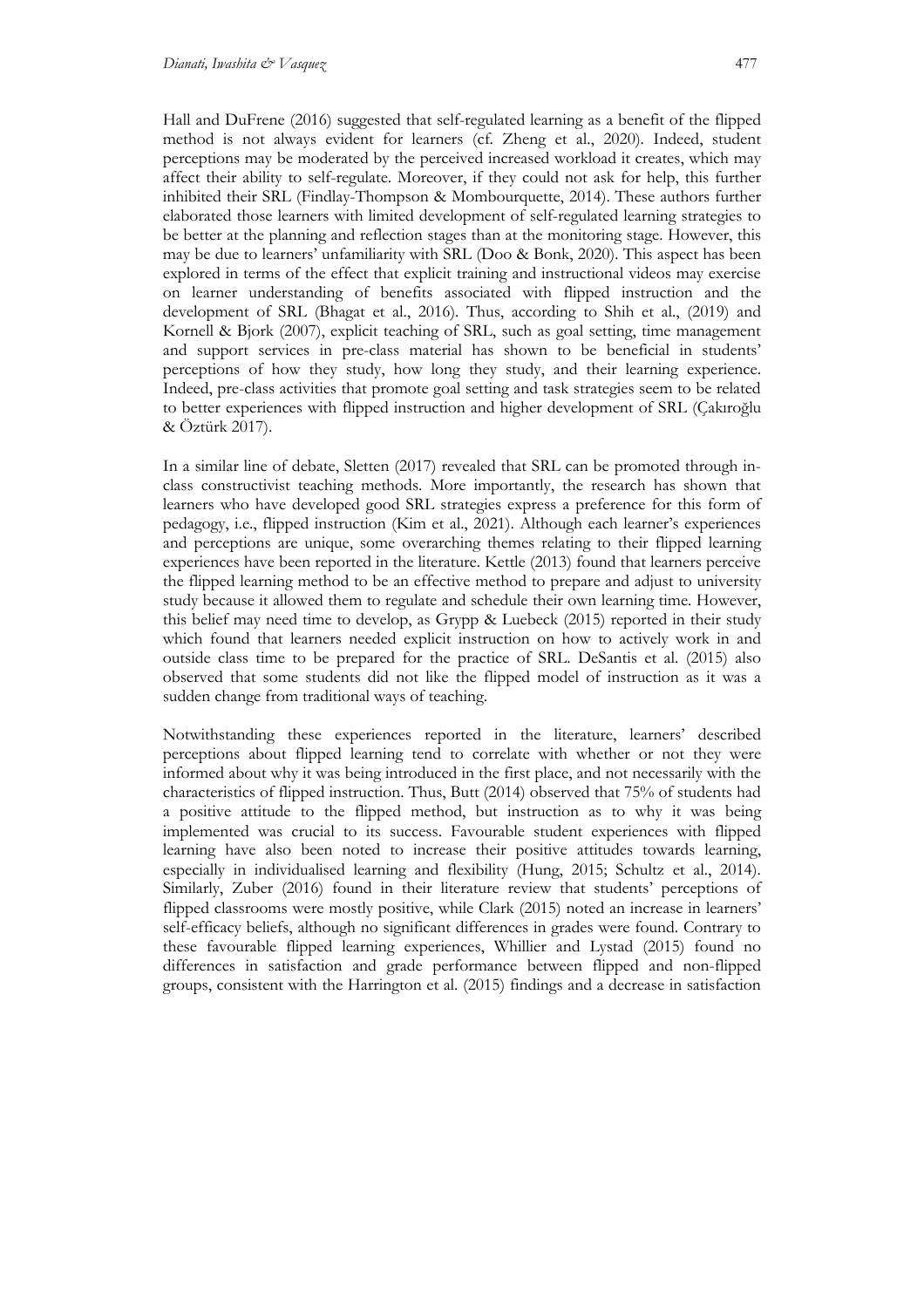Hall and DuFrene (2016) suggested that self-regulated learning as a benefit of the flipped method is not always evident for learners (cf. Zheng et al., 2020). Indeed, student perceptions may be moderated by the perceived increased workload it creates, which may affect their ability to self-regulate. Moreover, if they could not ask for help, this further inhibited their SRL (Findlay-Thompson & Mombourquette, 2014). These authors further elaborated those learners with limited development of self-regulated learning strategies to be better at the planning and reflection stages than at the monitoring stage. However, this may be due to learners' unfamiliarity with SRL (Doo & Bonk, 2020). This aspect has been explored in terms of the effect that explicit training and instructional videos may exercise on learner understanding of benefits associated with flipped instruction and the development of SRL (Bhagat et al., 2016). Thus, according to Shih et al., (2019) and Kornell & Bjork (2007), explicit teaching of SRL, such as goal setting, time management and support services in pre-class material has shown to be beneficial in students' perceptions of how they study, how long they study, and their learning experience. Indeed, pre-class activities that promote goal setting and task strategies seem to be related to better experiences with flipped instruction and higher development of SRL (Çakıroğlu & Öztürk 2017).

In a similar line of debate, Sletten (2017) revealed that SRL can be promoted through in-class constructivist teaching methods. More importantly, the research has shown that learners who have developed good SRL strategies express a preference for this form of pedagogy, i.e., flipped instruction (Kim et al., 2021). Although each learner's experiences and perceptions are unique, some overarching themes relating to their flipped learning experiences have been reported in the literature. Kettle (2013) found that learners perceive the flipped learning method to be an effective method to prepare and adjust to university study because it allowed them to regulate and schedule their own learning time. However, this belief may need time to develop, as Grypp & Luebeck (2015) reported in their study which found that learners needed explicit instruction on how to actively work in and outside class time to be prepared for the practice of SRL. DeSantis et al. (2015) also observed that some students did not like the flipped model of instruction as it was a sudden change from traditional ways of teaching.

Notwithstanding these experiences reported in the literature, learners' described perceptions about flipped learning tend to correlate with whether or not they were informed about why it was being introduced in the first place, and not necessarily with the characteristics of flipped instruction. Thus, Butt (2014) observed that 75% of students had a positive attitude to the flipped method, but instruction as to why it was being implemented was crucial to its success. Favourable student experiences with flipped learning have also been noted to increase their positive attitudes towards learning, especially in individualised learning and flexibility (Hung, 2015; Schultz et al., 2014). Similarly, Zuber (2016) found in their literature review that students' perceptions of flipped classrooms were mostly positive, while Clark (2015) noted an increase in learners' self-efficacy beliefs, although no significant differences in grades were found. Contrary to these favourable flipped learning experiences, Whillier and Lystad (2015) found no differences in satisfaction and grade performance between flipped and non-flipped groups, consistent with the Harrington et al. (2015) findings and a decrease in satisfaction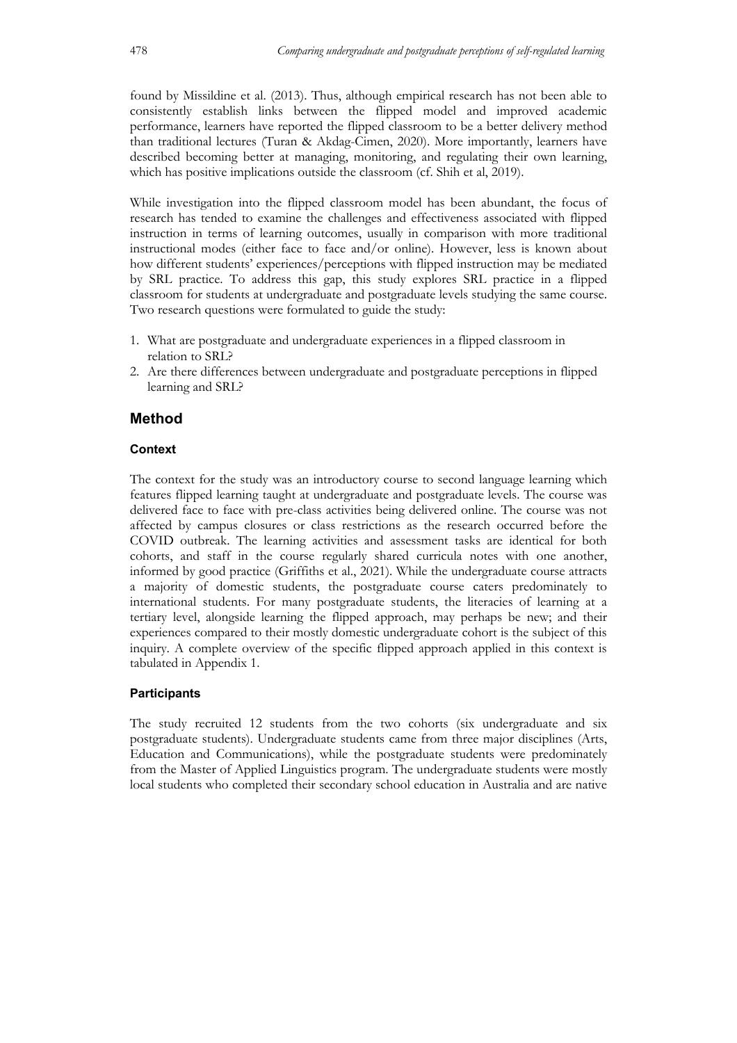found by Missildine et al. (2013). Thus, although empirical research has not been able to consistently establish links between the flipped model and improved academic performance, learners have reported the flipped classroom to be a better delivery method than traditional lectures (Turan & Akdag-Cimen, 2020). More importantly, learners have described becoming better at managing, monitoring, and regulating their own learning, which has positive implications outside the classroom (cf. Shih et al, 2019).

While investigation into the flipped classroom model has been abundant, the focus of research has tended to examine the challenges and effectiveness associated with flipped instruction in terms of learning outcomes, usually in comparison with more traditional instructional modes (either face to face and/or online). However, less is known about how different students' experiences/perceptions with flipped instruction may be mediated by SRL practice. To address this gap, this study explores SRL practice in a flipped classroom for students at undergraduate and postgraduate levels studying the same course. Two research questions were formulated to guide the study:

1. What are postgraduate and undergraduate experiences in a flipped classroom in relation to SRL?
2. Are there differences between undergraduate and postgraduate perceptions in flipped learning and SRL?

## Method

### Context

The context for the study was an introductory course to second language learning which features flipped learning taught at undergraduate and postgraduate levels. The course was delivered face to face with pre-class activities being delivered online. The course was not affected by campus closures or class restrictions as the research occurred before the COVID outbreak. The learning activities and assessment tasks are identical for both cohorts, and staff in the course regularly shared curricula notes with one another, informed by good practice (Griffiths et al., 2021). While the undergraduate course attracts a majority of domestic students, the postgraduate course caters predominately to international students. For many postgraduate students, the literacies of learning at a tertiary level, alongside learning the flipped approach, may perhaps be new; and their experiences compared to their mostly domestic undergraduate cohort is the subject of this inquiry. A complete overview of the specific flipped approach applied in this context is tabulated in Appendix 1.

### Participants

The study recruited 12 students from the two cohorts (six undergraduate and six postgraduate students). Undergraduate students came from three major disciplines (Arts, Education and Communications), while the postgraduate students were predominately from the Master of Applied Linguistics program. The undergraduate students were mostly local students who completed their secondary school education in Australia and are native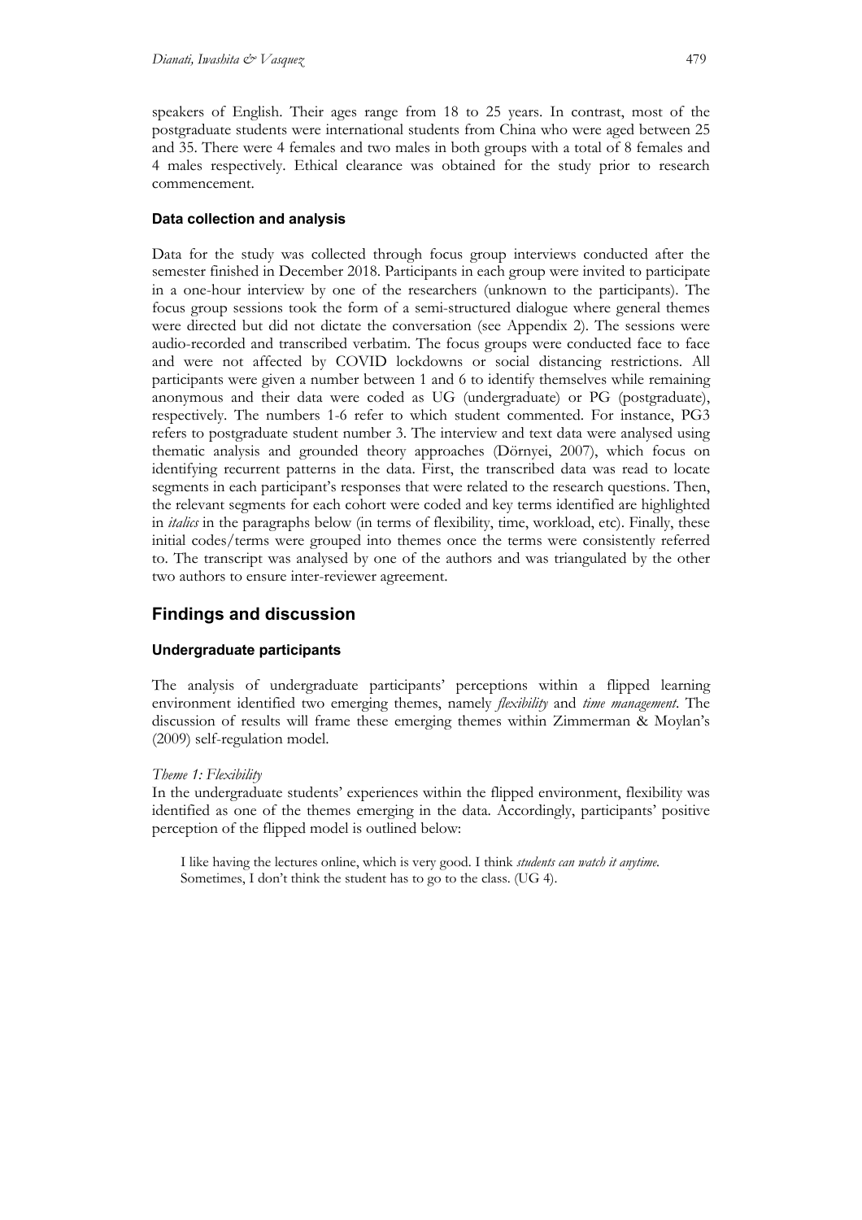speakers of English. Their ages range from 18 to 25 years. In contrast, most of the postgraduate students were international students from China who were aged between 25 and 35. There were 4 females and two males in both groups with a total of 8 females and 4 males respectively. Ethical clearance was obtained for the study prior to research commencement.

### Data collection and analysis

Data for the study was collected through focus group interviews conducted after the semester finished in December 2018. Participants in each group were invited to participate in a one-hour interview by one of the researchers (unknown to the participants). The focus group sessions took the form of a semi-structured dialogue where general themes were directed but did not dictate the conversation (see Appendix 2). The sessions were audio-recorded and transcribed verbatim. The focus groups were conducted face to face and were not affected by COVID lockdowns or social distancing restrictions. All participants were given a number between 1 and 6 to identify themselves while remaining anonymous and their data were coded as UG (undergraduate) or PG (postgraduate), respectively. The numbers 1-6 refer to which student commented. For instance, PG3 refers to postgraduate student number 3. The interview and text data were analysed using thematic analysis and grounded theory approaches (Dörnyei, 2007), which focus on identifying recurrent patterns in the data. First, the transcribed data was read to locate segments in each participant's responses that were related to the research questions. Then, the relevant segments for each cohort were coded and key terms identified are highlighted in *italics* in the paragraphs below (in terms of flexibility, time, workload, etc). Finally, these initial codes/terms were grouped into themes once the terms were consistently referred to. The transcript was analysed by one of the authors and was triangulated by the other two authors to ensure inter-reviewer agreement.

## Findings and discussion

### Undergraduate participants

The analysis of undergraduate participants' perceptions within a flipped learning environment identified two emerging themes, namely *flexibility* and *time management*. The discussion of results will frame these emerging themes within Zimmerman & Moylan's (2009) self-regulation model.

*Theme 1: Flexibility*

In the undergraduate students' experiences within the flipped environment, flexibility was identified as one of the themes emerging in the data. Accordingly, participants' positive perception of the flipped model is outlined below:

> I like having the lectures online, which is very good. I think *students can watch it anytime*. Sometimes, I don't think the student has to go to the class. (UG 4).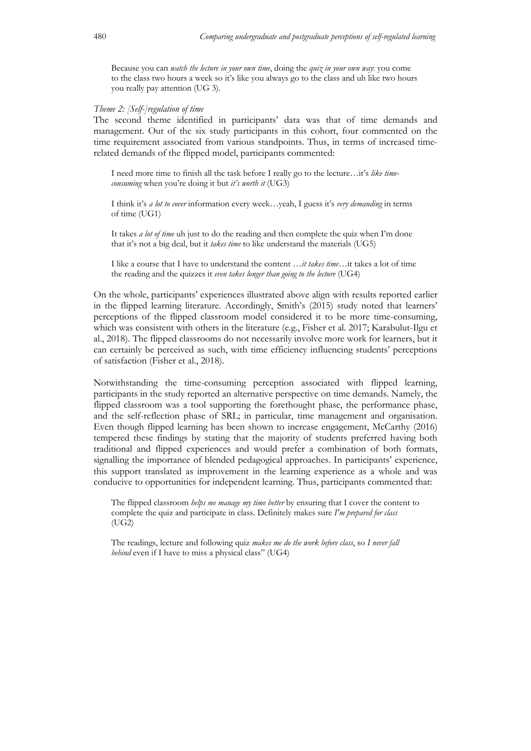> Because you can *watch the lecture in your own time*, doing the *quiz in your own way*: you come to the class two hours a week so it's like you always go to the class and uh like two hours you really pay attention (UG 3).

*Theme 2: [Self-]regulation of time*

The second theme identified in participants' data was that of time demands and management. Out of the six study participants in this cohort, four commented on the time requirement associated from various standpoints. Thus, in terms of increased time-related demands of the flipped model, participants commented:

> I need more time to finish all the task before I really go to the lecture…it's *like time-consuming* when you're doing it but *it's worth it* (UG3)

> I think it's *a lot to cover* information every week…yeah, I guess it's *very demanding* in terms of time (UG1)

> It takes *a lot of time* uh just to do the reading and then complete the quiz when I'm done that it's not a big deal, but it *takes time* to like understand the materials (UG5)

> I like a course that I have to understand the content …*it takes time*…it takes a lot of time the reading and the quizzes it *even takes longer than going to the lecture* (UG4)

On the whole, participants' experiences illustrated above align with results reported earlier in the flipped learning literature. Accordingly, Smith's (2015) study noted that learners' perceptions of the flipped classroom model considered it to be more time-consuming, which was consistent with others in the literature (e.g., Fisher et al. 2017; Karabulut-Ilgu et al., 2018). The flipped classrooms do not necessarily involve more work for learners, but it can certainly be perceived as such, with time efficiency influencing students' perceptions of satisfaction (Fisher et al., 2018).

Notwithstanding the time-consuming perception associated with flipped learning, participants in the study reported an alternative perspective on time demands. Namely, the flipped classroom was a tool supporting the forethought phase, the performance phase, and the self-reflection phase of SRL; in particular, time management and organisation. Even though flipped learning has been shown to increase engagement, McCarthy (2016) tempered these findings by stating that the majority of students preferred having both traditional and flipped experiences and would prefer a combination of both formats, signalling the importance of blended pedagogical approaches. In participants' experience, this support translated as improvement in the learning experience as a whole and was conducive to opportunities for independent learning. Thus, participants commented that:

> The flipped classroom *helps me manage my time better* by ensuring that I cover the content to complete the quiz and participate in class. Definitely makes sure *I'm prepared for class* (UG2)

> The readings, lecture and following quiz *makes me do the work before class*, so *I never fall behind* even if I have to miss a physical class" (UG4)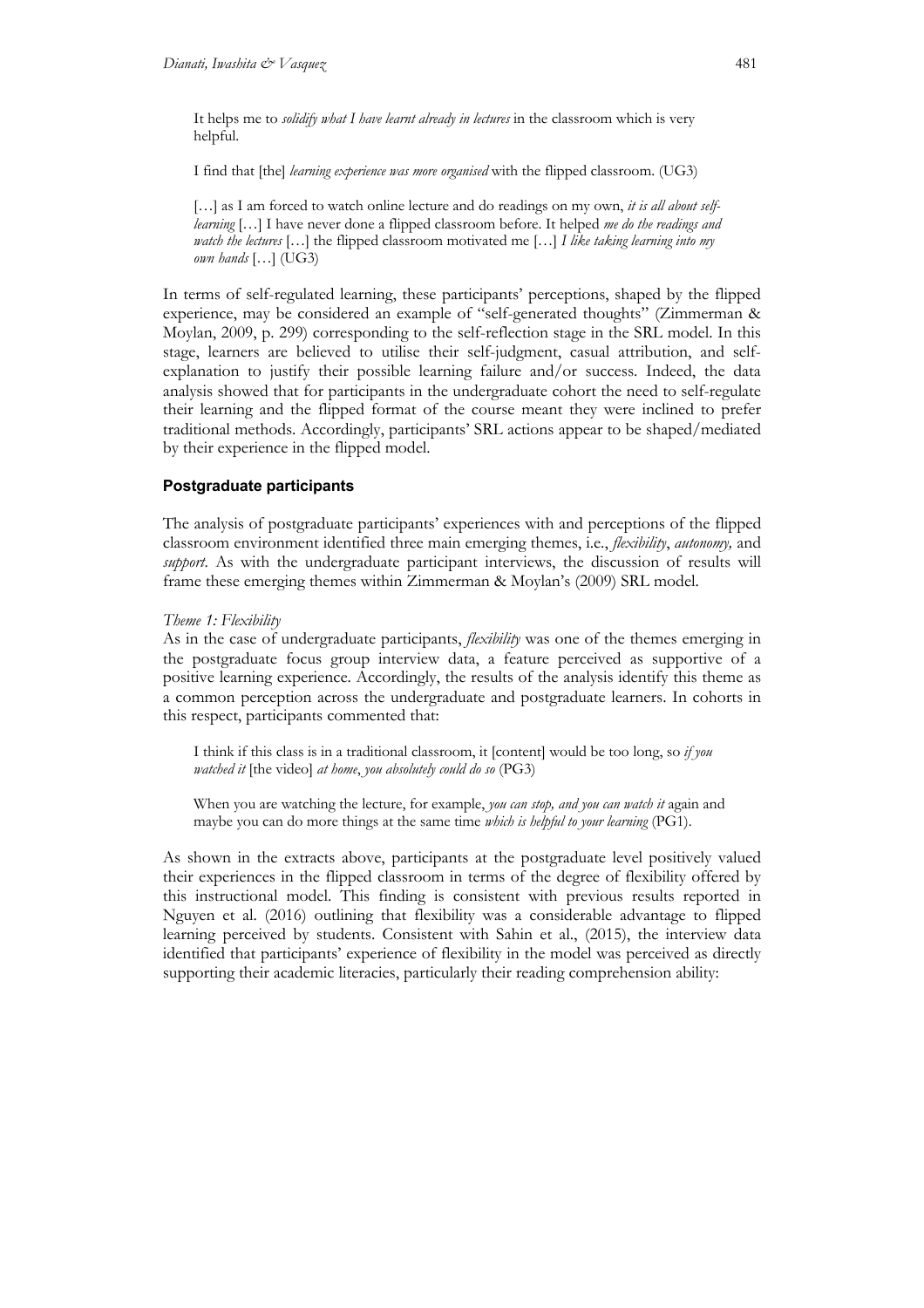It helps me to *solidify what I have learnt already in lectures* in the classroom which is very helpful.

I find that [the] *learning experience was more organised* with the flipped classroom. (UG3)

[…] as I am forced to watch online lecture and do readings on my own, *it is all about self-learning* […] I have never done a flipped classroom before. It helped *me do the readings and watch the lectures* […] the flipped classroom motivated me […] *I like taking learning into my own hands* […] (UG3)

In terms of self-regulated learning, these participants' perceptions, shaped by the flipped experience, may be considered an example of "self-generated thoughts" (Zimmerman & Moylan, 2009, p. 299) corresponding to the self-reflection stage in the SRL model. In this stage, learners are believed to utilise their self-judgment, casual attribution, and self-explanation to justify their possible learning failure and/or success. Indeed, the data analysis showed that for participants in the undergraduate cohort the need to self-regulate their learning and the flipped format of the course meant they were inclined to prefer traditional methods. Accordingly, participants' SRL actions appear to be shaped/mediated by their experience in the flipped model.

### Postgraduate participants

The analysis of postgraduate participants' experiences with and perceptions of the flipped classroom environment identified three main emerging themes, i.e., *flexibility*, *autonomy,* and *support*. As with the undergraduate participant interviews, the discussion of results will frame these emerging themes within Zimmerman & Moylan's (2009) SRL model.

*Theme 1: Flexibility*

As in the case of undergraduate participants, *flexibility* was one of the themes emerging in the postgraduate focus group interview data, a feature perceived as supportive of a positive learning experience. Accordingly, the results of the analysis identify this theme as a common perception across the undergraduate and postgraduate learners. In cohorts in this respect, participants commented that:

I think if this class is in a traditional classroom, it [content] would be too long, so *if you watched it* [the video] *at home*, *you absolutely could do so* (PG3)

When you are watching the lecture, for example, *you can stop, and you can watch it* again and maybe you can do more things at the same time *which is helpful to your learning* (PG1).

As shown in the extracts above, participants at the postgraduate level positively valued their experiences in the flipped classroom in terms of the degree of flexibility offered by this instructional model. This finding is consistent with previous results reported in Nguyen et al. (2016) outlining that flexibility was a considerable advantage to flipped learning perceived by students. Consistent with Sahin et al., (2015), the interview data identified that participants' experience of flexibility in the model was perceived as directly supporting their academic literacies, particularly their reading comprehension ability: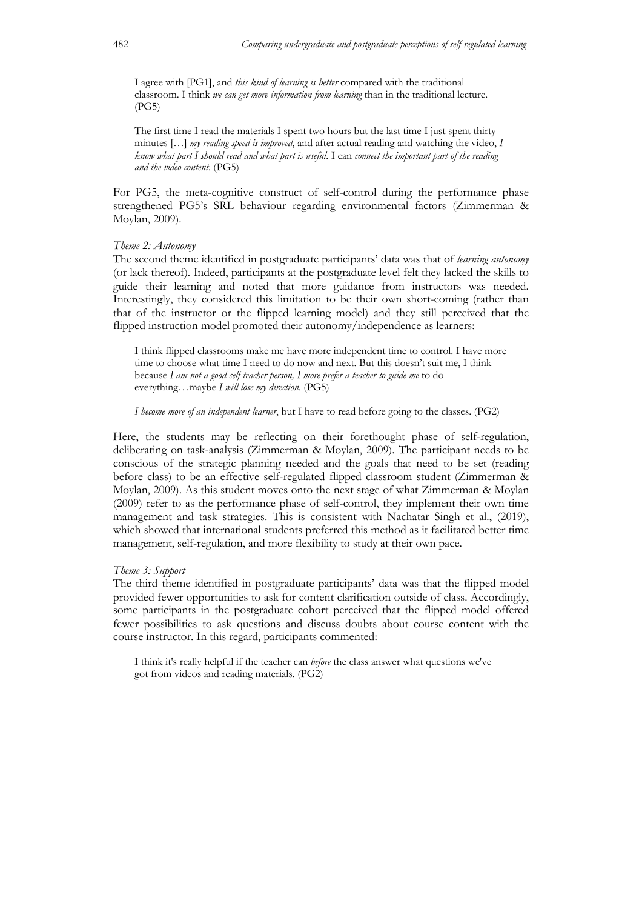> I agree with [PG1], and *this kind of learning is better* compared with the traditional classroom. I think *we can get more information from learning* than in the traditional lecture. (PG5)

> The first time I read the materials I spent two hours but the last time I just spent thirty minutes […] *my reading speed is improved*, and after actual reading and watching the video, *I know what part I should read and what part is useful*. I can *connect the important part of the reading and the video content*. (PG5)

For PG5, the meta-cognitive construct of self-control during the performance phase strengthened PG5's SRL behaviour regarding environmental factors (Zimmerman & Moylan, 2009).

*Theme 2: Autonomy*

The second theme identified in postgraduate participants' data was that of *learning autonomy* (or lack thereof). Indeed, participants at the postgraduate level felt they lacked the skills to guide their learning and noted that more guidance from instructors was needed. Interestingly, they considered this limitation to be their own short-coming (rather than that of the instructor or the flipped learning model) and they still perceived that the flipped instruction model promoted their autonomy/independence as learners:

> I think flipped classrooms make me have more independent time to control. I have more time to choose what time I need to do now and next. But this doesn't suit me, I think because *I am not a good self-teacher person, I more prefer a teacher to guide me* to do everything…maybe *I will lose my direction*. (PG5)

> *I become more of an independent learner*, but I have to read before going to the classes. (PG2)

Here, the students may be reflecting on their forethought phase of self-regulation, deliberating on task-analysis (Zimmerman & Moylan, 2009). The participant needs to be conscious of the strategic planning needed and the goals that need to be set (reading before class) to be an effective self-regulated flipped classroom student (Zimmerman & Moylan, 2009). As this student moves onto the next stage of what Zimmerman & Moylan (2009) refer to as the performance phase of self-control, they implement their own time management and task strategies. This is consistent with Nachatar Singh et al., (2019), which showed that international students preferred this method as it facilitated better time management, self-regulation, and more flexibility to study at their own pace.

*Theme 3: Support*

The third theme identified in postgraduate participants' data was that the flipped model provided fewer opportunities to ask for content clarification outside of class. Accordingly, some participants in the postgraduate cohort perceived that the flipped model offered fewer possibilities to ask questions and discuss doubts about course content with the course instructor. In this regard, participants commented:

> I think it's really helpful if the teacher can *before* the class answer what questions we've got from videos and reading materials. (PG2)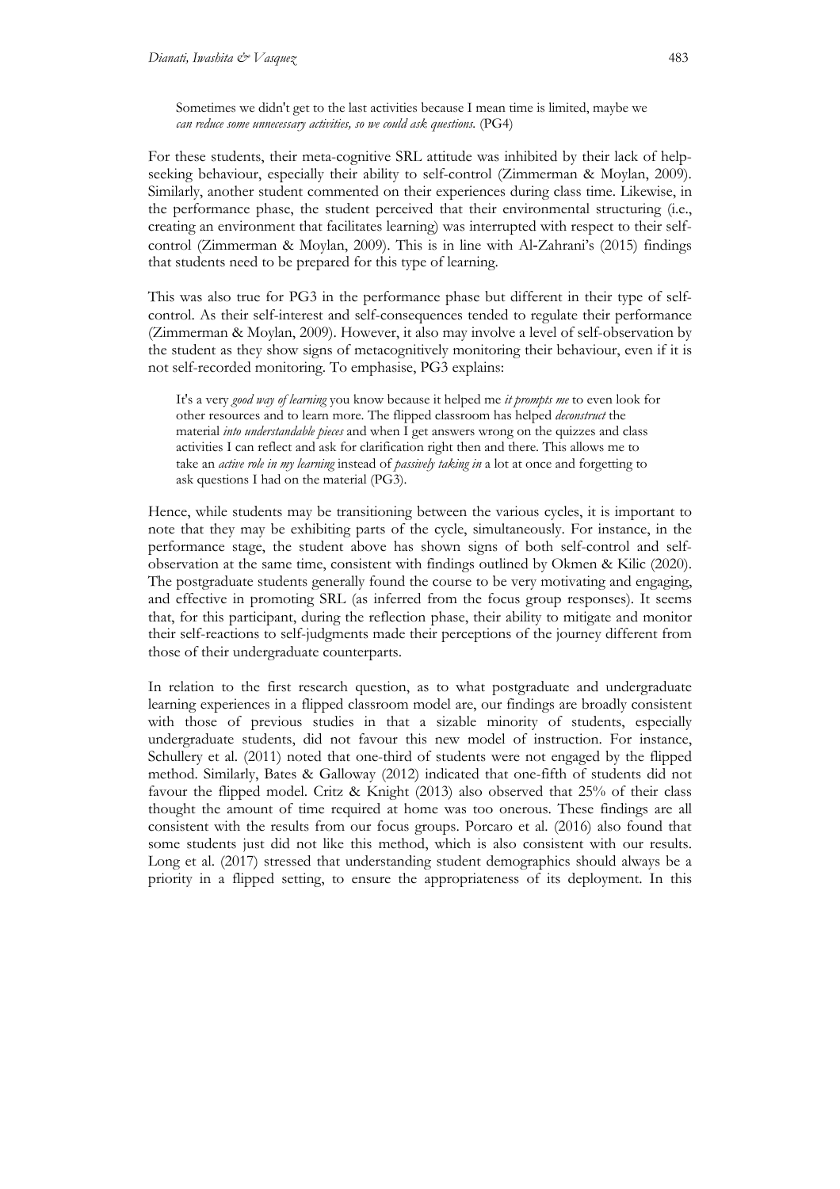> Sometimes we didn't get to the last activities because I mean time is limited, maybe we *can reduce some unnecessary activities, so we could ask questions.* (PG4)

For these students, their meta-cognitive SRL attitude was inhibited by their lack of help-seeking behaviour, especially their ability to self-control (Zimmerman & Moylan, 2009). Similarly, another student commented on their experiences during class time. Likewise, in the performance phase, the student perceived that their environmental structuring (i.e., creating an environment that facilitates learning) was interrupted with respect to their self-control (Zimmerman & Moylan, 2009). This is in line with Al-Zahrani's (2015) findings that students need to be prepared for this type of learning.

This was also true for PG3 in the performance phase but different in their type of self-control. As their self-interest and self-consequences tended to regulate their performance (Zimmerman & Moylan, 2009). However, it also may involve a level of self-observation by the student as they show signs of metacognitively monitoring their behaviour, even if it is not self-recorded monitoring. To emphasise, PG3 explains:

> It's a very *good way of learning* you know because it helped me *it prompts me* to even look for other resources and to learn more. The flipped classroom has helped *deconstruct* the material *into understandable pieces* and when I get answers wrong on the quizzes and class activities I can reflect and ask for clarification right then and there. This allows me to take an *active role in my learning* instead of *passively taking in* a lot at once and forgetting to ask questions I had on the material (PG3).

Hence, while students may be transitioning between the various cycles, it is important to note that they may be exhibiting parts of the cycle, simultaneously. For instance, in the performance stage, the student above has shown signs of both self-control and self-observation at the same time, consistent with findings outlined by Okmen & Kilic (2020). The postgraduate students generally found the course to be very motivating and engaging, and effective in promoting SRL (as inferred from the focus group responses). It seems that, for this participant, during the reflection phase, their ability to mitigate and monitor their self-reactions to self-judgments made their perceptions of the journey different from those of their undergraduate counterparts.

In relation to the first research question, as to what postgraduate and undergraduate learning experiences in a flipped classroom model are, our findings are broadly consistent with those of previous studies in that a sizable minority of students, especially undergraduate students, did not favour this new model of instruction. For instance, Schullery et al. (2011) noted that one-third of students were not engaged by the flipped method. Similarly, Bates & Galloway (2012) indicated that one-fifth of students did not favour the flipped model. Critz & Knight (2013) also observed that 25% of their class thought the amount of time required at home was too onerous. These findings are all consistent with the results from our focus groups. Porcaro et al. (2016) also found that some students just did not like this method, which is also consistent with our results. Long et al. (2017) stressed that understanding student demographics should always be a priority in a flipped setting, to ensure the appropriateness of its deployment. In this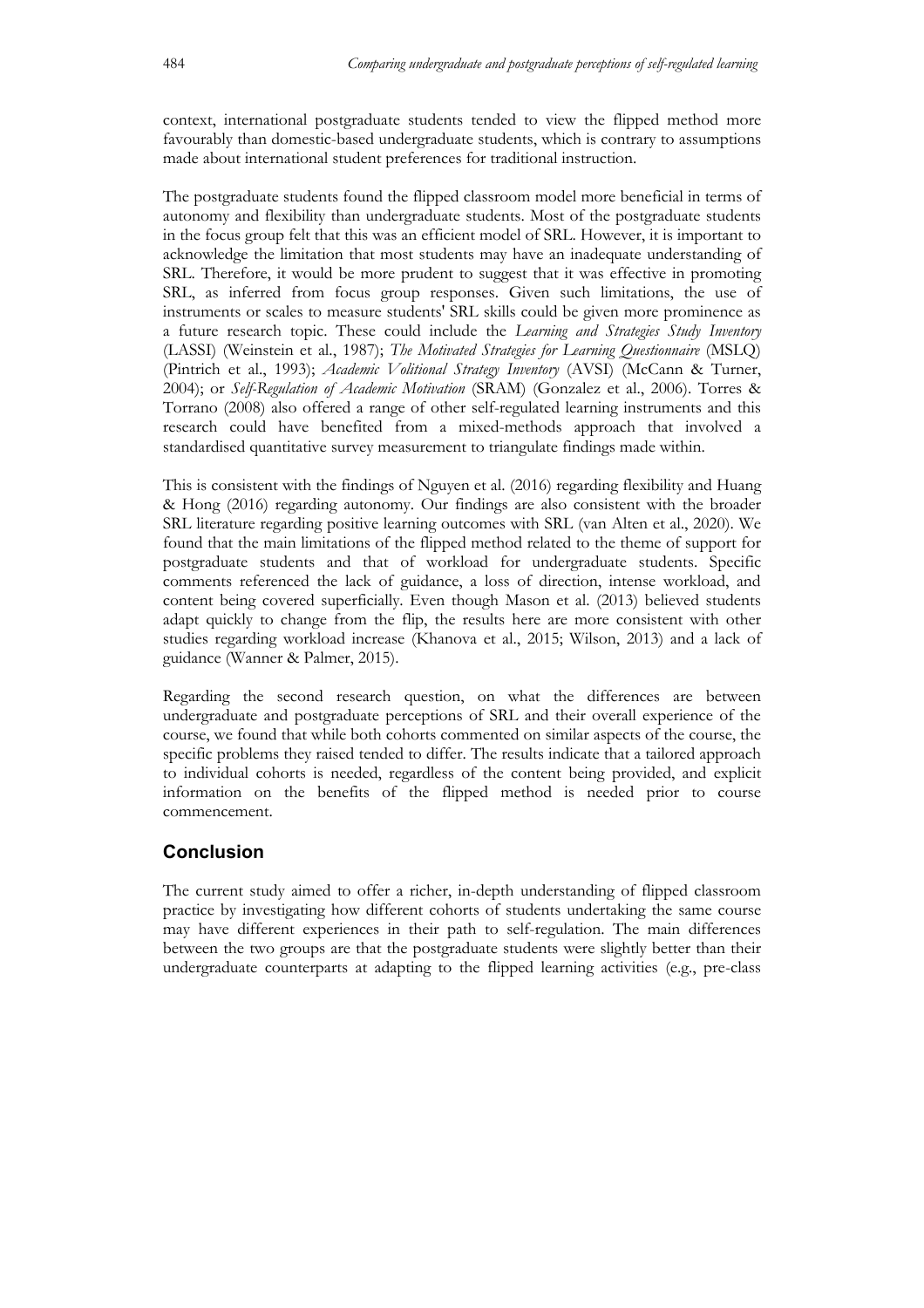context, international postgraduate students tended to view the flipped method more favourably than domestic-based undergraduate students, which is contrary to assumptions made about international student preferences for traditional instruction.

The postgraduate students found the flipped classroom model more beneficial in terms of autonomy and flexibility than undergraduate students. Most of the postgraduate students in the focus group felt that this was an efficient model of SRL. However, it is important to acknowledge the limitation that most students may have an inadequate understanding of SRL. Therefore, it would be more prudent to suggest that it was effective in promoting SRL, as inferred from focus group responses. Given such limitations, the use of instruments or scales to measure students' SRL skills could be given more prominence as a future research topic. These could include the *Learning and Strategies Study Inventory* (LASSI) (Weinstein et al., 1987); *The Motivated Strategies for Learning Questionnaire* (MSLQ) (Pintrich et al., 1993); *Academic Volitional Strategy Inventory* (AVSI) (McCann & Turner, 2004); or *Self-Regulation of Academic Motivation* (SRAM) (Gonzalez et al., 2006). Torres & Torrano (2008) also offered a range of other self-regulated learning instruments and this research could have benefited from a mixed-methods approach that involved a standardised quantitative survey measurement to triangulate findings made within.

This is consistent with the findings of Nguyen et al. (2016) regarding flexibility and Huang & Hong (2016) regarding autonomy. Our findings are also consistent with the broader SRL literature regarding positive learning outcomes with SRL (van Alten et al., 2020). We found that the main limitations of the flipped method related to the theme of support for postgraduate students and that of workload for undergraduate students. Specific comments referenced the lack of guidance, a loss of direction, intense workload, and content being covered superficially. Even though Mason et al. (2013) believed students adapt quickly to change from the flip, the results here are more consistent with other studies regarding workload increase (Khanova et al., 2015; Wilson, 2013) and a lack of guidance (Wanner & Palmer, 2015).

Regarding the second research question, on what the differences are between undergraduate and postgraduate perceptions of SRL and their overall experience of the course, we found that while both cohorts commented on similar aspects of the course, the specific problems they raised tended to differ. The results indicate that a tailored approach to individual cohorts is needed, regardless of the content being provided, and explicit information on the benefits of the flipped method is needed prior to course commencement.

## Conclusion

The current study aimed to offer a richer, in-depth understanding of flipped classroom practice by investigating how different cohorts of students undertaking the same course may have different experiences in their path to self-regulation. The main differences between the two groups are that the postgraduate students were slightly better than their undergraduate counterparts at adapting to the flipped learning activities (e.g., pre-class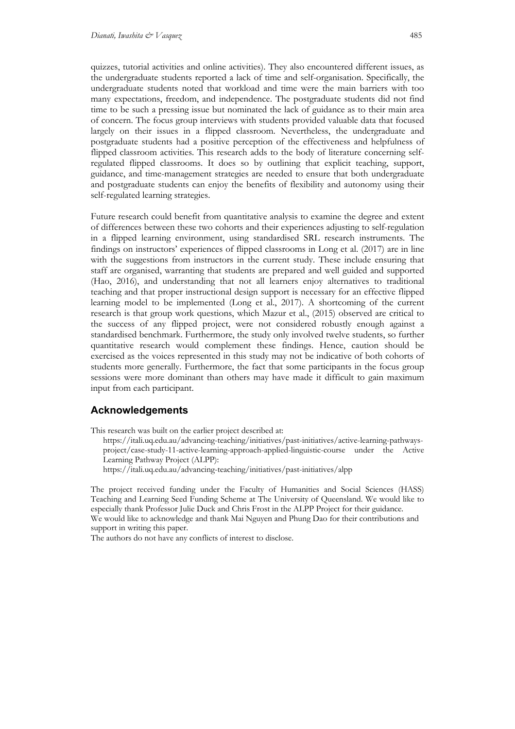quizzes, tutorial activities and online activities). They also encountered different issues, as the undergraduate students reported a lack of time and self-organisation. Specifically, the undergraduate students noted that workload and time were the main barriers with too many expectations, freedom, and independence. The postgraduate students did not find time to be such a pressing issue but nominated the lack of guidance as to their main area of concern. The focus group interviews with students provided valuable data that focused largely on their issues in a flipped classroom. Nevertheless, the undergraduate and postgraduate students had a positive perception of the effectiveness and helpfulness of flipped classroom activities. This research adds to the body of literature concerning self-regulated flipped classrooms. It does so by outlining that explicit teaching, support, guidance, and time-management strategies are needed to ensure that both undergraduate and postgraduate students can enjoy the benefits of flexibility and autonomy using their self-regulated learning strategies.

Future research could benefit from quantitative analysis to examine the degree and extent of differences between these two cohorts and their experiences adjusting to self-regulation in a flipped learning environment, using standardised SRL research instruments. The findings on instructors' experiences of flipped classrooms in Long et al. (2017) are in line with the suggestions from instructors in the current study. These include ensuring that staff are organised, warranting that students are prepared and well guided and supported (Hao, 2016), and understanding that not all learners enjoy alternatives to traditional teaching and that proper instructional design support is necessary for an effective flipped learning model to be implemented (Long et al., 2017). A shortcoming of the current research is that group work questions, which Mazur et al., (2015) observed are critical to the success of any flipped project, were not considered robustly enough against a standardised benchmark. Furthermore, the study only involved twelve students, so further quantitative research would complement these findings. Hence, caution should be exercised as the voices represented in this study may not be indicative of both cohorts of students more generally. Furthermore, the fact that some participants in the focus group sessions were more dominant than others may have made it difficult to gain maximum input from each participant.

## Acknowledgements

This research was built on the earlier project described at:

https://itali.uq.edu.au/advancing-teaching/initiatives/past-initiatives/active-learning-pathways-project/case-study-11-active-learning-approach-applied-linguistic-course under the Active Learning Pathway Project (ALPP):
https://itali.uq.edu.au/advancing-teaching/initiatives/past-initiatives/alpp

The project received funding under the Faculty of Humanities and Social Sciences (HASS) Teaching and Learning Seed Funding Scheme at The University of Queensland. We would like to especially thank Professor Julie Duck and Chris Frost in the ALPP Project for their guidance.
We would like to acknowledge and thank Mai Nguyen and Phung Dao for their contributions and support in writing this paper.
The authors do not have any conflicts of interest to disclose.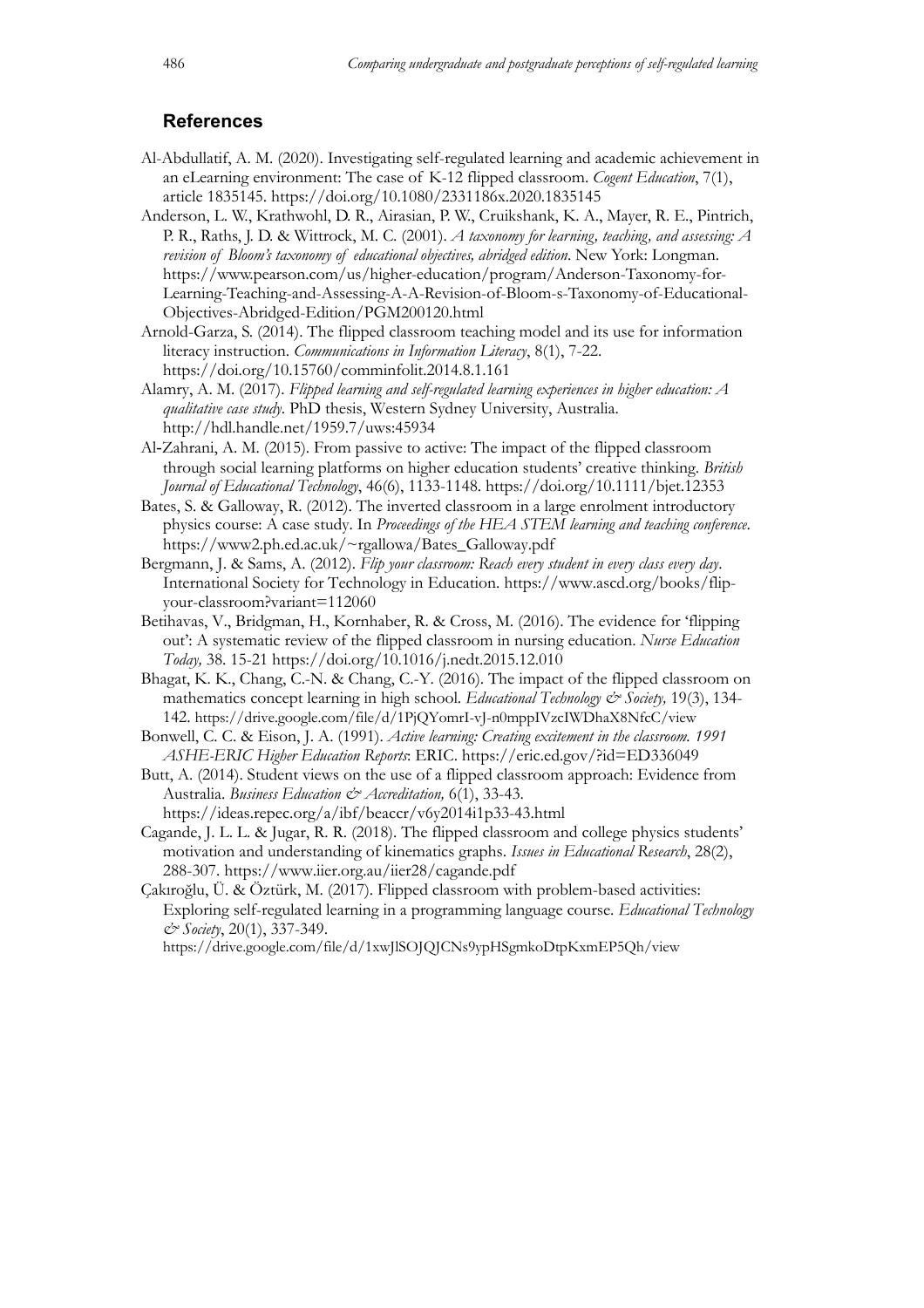## References

Al-Abdullatif, A. M. (2020). Investigating self-regulated learning and academic achievement in an eLearning environment: The case of K-12 flipped classroom. *Cogent Education*, 7(1), article 1835145. https://doi.org/10.1080/2331186x.2020.1835145

Anderson, L. W., Krathwohl, D. R., Airasian, P. W., Cruikshank, K. A., Mayer, R. E., Pintrich, P. R., Raths, J. D. & Wittrock, M. C. (2001). *A taxonomy for learning, teaching, and assessing: A revision of Bloom's taxonomy of educational objectives, abridged edition*. New York: Longman. https://www.pearson.com/us/higher-education/program/Anderson-Taxonomy-for-Learning-Teaching-and-Assessing-A-A-Revision-of-Bloom-s-Taxonomy-of-Educational-Objectives-Abridged-Edition/PGM200120.html

Arnold-Garza, S. (2014). The flipped classroom teaching model and its use for information literacy instruction. *Communications in Information Literacy*, 8(1), 7-22. https://doi.org/10.15760/comminfolit.2014.8.1.161

Alamry, A. M. (2017). *Flipped learning and self-regulated learning experiences in higher education: A qualitative case study*. PhD thesis, Western Sydney University, Australia. http://hdl.handle.net/1959.7/uws:45934

Al-Zahrani, A. M. (2015). From passive to active: The impact of the flipped classroom through social learning platforms on higher education students' creative thinking. *British Journal of Educational Technology*, 46(6), 1133-1148. https://doi.org/10.1111/bjet.12353

Bates, S. & Galloway, R. (2012). The inverted classroom in a large enrolment introductory physics course: A case study. In *Proceedings of the HEA STEM learning and teaching conference*. https://www2.ph.ed.ac.uk/~rgallowa/Bates_Galloway.pdf

Bergmann, J. & Sams, A. (2012). *Flip your classroom: Reach every student in every class every day*. International Society for Technology in Education. https://www.ascd.org/books/flip-your-classroom?variant=112060

Betihavas, V., Bridgman, H., Kornhaber, R. & Cross, M. (2016). The evidence for 'flipping out': A systematic review of the flipped classroom in nursing education. *Nurse Education Today,* 38. 15-21 https://doi.org/10.1016/j.nedt.2015.12.010

Bhagat, K. K., Chang, C.-N. & Chang, C.-Y. (2016). The impact of the flipped classroom on mathematics concept learning in high school. *Educational Technology & Society,* 19(3), 134-142. https://drive.google.com/file/d/1PjQYomrI-vJ-n0mppIVzcIWDhaX8NfcC/view

Bonwell, C. C. & Eison, J. A. (1991). *Active learning: Creating excitement in the classroom. 1991 ASHE-ERIC Higher Education Reports*: ERIC. https://eric.ed.gov/?id=ED336049

Butt, A. (2014). Student views on the use of a flipped classroom approach: Evidence from Australia. *Business Education & Accreditation,* 6(1), 33-43. https://ideas.repec.org/a/ibf/beaccr/v6y2014i1p33-43.html

Cagande, J. L. L. & Jugar, R. R. (2018). The flipped classroom and college physics students' motivation and understanding of kinematics graphs. *Issues in Educational Research*, 28(2), 288-307. https://www.iier.org.au/iier28/cagande.pdf

Çakıroğlu, Ü. & Öztürk, M. (2017). Flipped classroom with problem-based activities: Exploring self-regulated learning in a programming language course. *Educational Technology & Society*, 20(1), 337-349. https://drive.google.com/file/d/1xwJlSOJQJCNs9ypHSgmkoDtpKxmEP5Qh/view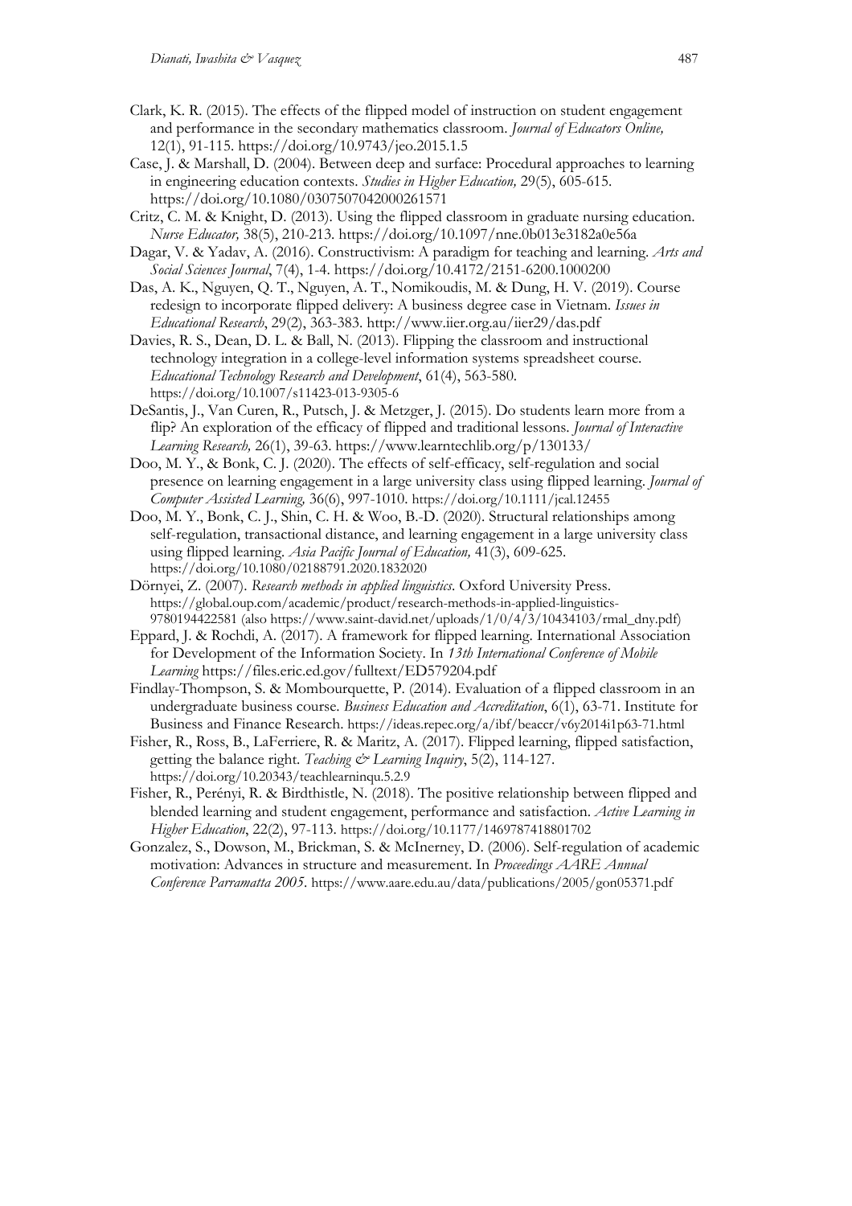Clark, K. R. (2015). The effects of the flipped model of instruction on student engagement and performance in the secondary mathematics classroom. *Journal of Educators Online,* 12(1), 91-115. https://doi.org/10.9743/jeo.2015.1.5

Case, J. & Marshall, D. (2004). Between deep and surface: Procedural approaches to learning in engineering education contexts. *Studies in Higher Education,* 29(5), 605-615. https://doi.org/10.1080/0307507042000261571

Critz, C. M. & Knight, D. (2013). Using the flipped classroom in graduate nursing education. *Nurse Educator,* 38(5), 210-213. https://doi.org/10.1097/nne.0b013e3182a0e56a

Dagar, V. & Yadav, A. (2016). Constructivism: A paradigm for teaching and learning. *Arts and Social Sciences Journal*, 7(4), 1-4. https://doi.org/10.4172/2151-6200.1000200

Das, A. K., Nguyen, Q. T., Nguyen, A. T., Nomikoudis, M. & Dung, H. V. (2019). Course redesign to incorporate flipped delivery: A business degree case in Vietnam. *Issues in Educational Research*, 29(2), 363-383. http://www.iier.org.au/iier29/das.pdf

Davies, R. S., Dean, D. L. & Ball, N. (2013). Flipping the classroom and instructional technology integration in a college-level information systems spreadsheet course. *Educational Technology Research and Development*, 61(4), 563-580. https://doi.org/10.1007/s11423-013-9305-6

DeSantis, J., Van Curen, R., Putsch, J. & Metzger, J. (2015). Do students learn more from a flip? An exploration of the efficacy of flipped and traditional lessons. *Journal of Interactive Learning Research,* 26(1), 39-63. https://www.learntechlib.org/p/130133/

Doo, M. Y., & Bonk, C. J. (2020). The effects of self-efficacy, self-regulation and social presence on learning engagement in a large university class using flipped learning. *Journal of Computer Assisted Learning,* 36(6), 997-1010. https://doi.org/10.1111/jcal.12455

Doo, M. Y., Bonk, C. J., Shin, C. H. & Woo, B.-D. (2020). Structural relationships among self-regulation, transactional distance, and learning engagement in a large university class using flipped learning. *Asia Pacific Journal of Education,* 41(3), 609-625. https://doi.org/10.1080/02188791.2020.1832020

Dörnyei, Z. (2007). *Research methods in applied linguistics*. Oxford University Press. https://global.oup.com/academic/product/research-methods-in-applied-linguistics-9780194422581 (also https://www.saint-david.net/uploads/1/0/4/3/10434103/rmal_dny.pdf)

Eppard, J. & Rochdi, A. (2017). A framework for flipped learning. International Association for Development of the Information Society. In *13th International Conference of Mobile Learning* https://files.eric.ed.gov/fulltext/ED579204.pdf

Findlay-Thompson, S. & Mombourquette, P. (2014). Evaluation of a flipped classroom in an undergraduate business course. *Business Education and Accreditation*, 6(1), 63-71. Institute for Business and Finance Research. https://ideas.repec.org/a/ibf/beaccr/v6y2014i1p63-71.html

Fisher, R., Ross, B., LaFerriere, R. & Maritz, A. (2017). Flipped learning, flipped satisfaction, getting the balance right. *Teaching & Learning Inquiry*, 5(2), 114-127. https://doi.org/10.20343/teachlearninqu.5.2.9

Fisher, R., Perényi, R. & Birdthistle, N. (2018). The positive relationship between flipped and blended learning and student engagement, performance and satisfaction. *Active Learning in Higher Education*, 22(2), 97-113. https://doi.org/10.1177/1469787418801702

Gonzalez, S., Dowson, M., Brickman, S. & McInerney, D. (2006). Self-regulation of academic motivation: Advances in structure and measurement. In *Proceedings AARE Annual Conference Parramatta 2005*. https://www.aare.edu.au/data/publications/2005/gon05371.pdf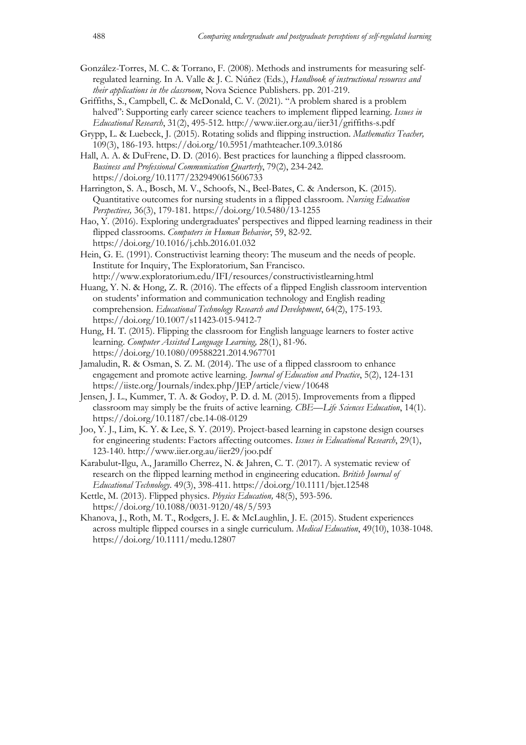González-Torres, M. C. & Torrano, F. (2008). Methods and instruments for measuring self-regulated learning. In A. Valle & J. C. Núñez (Eds.), *Handbook of instructional resources and their applications in the classroom*, Nova Science Publishers. pp. 201-219.

Griffiths, S., Campbell, C. & McDonald, C. V. (2021). "A problem shared is a problem halved": Supporting early career science teachers to implement flipped learning. *Issues in Educational Research*, 31(2), 495-512. http://www.iier.org.au/iier31/griffiths-s.pdf

Grypp, L. & Luebeck, J. (2015). Rotating solids and flipping instruction. *Mathematics Teacher,* 109(3), 186-193. https://doi.org/10.5951/mathteacher.109.3.0186

Hall, A. A. & DuFrene, D. D. (2016). Best practices for launching a flipped classroom. *Business and Professional Communication Quarterly*, 79(2), 234-242. https://doi.org/10.1177/2329490615606733

Harrington, S. A., Bosch, M. V., Schoofs, N., Beel-Bates, C. & Anderson, K. (2015). Quantitative outcomes for nursing students in a flipped classroom. *Nursing Education Perspectives,* 36(3), 179-181. https://doi.org/10.5480/13-1255

Hao, Y. (2016). Exploring undergraduates' perspectives and flipped learning readiness in their flipped classrooms. *Computers in Human Behavior*, 59, 82-92. https://doi.org/10.1016/j.chb.2016.01.032

Hein, G. E. (1991). Constructivist learning theory: The museum and the needs of people. Institute for Inquiry, The Exploratorium, San Francisco. http://www.exploratorium.edu/IFI/resources/constructivistlearning.html

Huang, Y. N. & Hong, Z. R. (2016). The effects of a flipped English classroom intervention on students' information and communication technology and English reading comprehension. *Educational Technology Research and Development*, 64(2), 175-193. https://doi.org/10.1007/s11423-015-9412-7

Hung, H. T. (2015). Flipping the classroom for English language learners to foster active learning. *Computer Assisted Language Learning,* 28(1), 81-96. https://doi.org/10.1080/09588221.2014.967701

Jamaludin, R. & Osman, S. Z. M. (2014). The use of a flipped classroom to enhance engagement and promote active learning. *Journal of Education and Practice*, 5(2), 124-131 https://iiste.org/Journals/index.php/JEP/article/view/10648

Jensen, J. L., Kummer, T. A. & Godoy, P. D. d. M. (2015). Improvements from a flipped classroom may simply be the fruits of active learning. *CBE—Life Sciences Education*, 14(1). https://doi.org/10.1187/cbe.14-08-0129

Joo, Y. J., Lim, K. Y. & Lee, S. Y. (2019). Project-based learning in capstone design courses for engineering students: Factors affecting outcomes. *Issues in Educational Research*, 29(1), 123-140. http://www.iier.org.au/iier29/joo.pdf

Karabulut-Ilgu, A., Jaramillo Cherrez, N. & Jahren, C. T. (2017). A systematic review of research on the flipped learning method in engineering education. *British Journal of Educational Technology*. 49(3), 398-411. https://doi.org/10.1111/bjet.12548

Kettle, M. (2013). Flipped physics. *Physics Education,* 48(5), 593-596. https://doi.org/10.1088/0031-9120/48/5/593

Khanova, J., Roth, M. T., Rodgers, J. E. & McLaughlin, J. E. (2015). Student experiences across multiple flipped courses in a single curriculum. *Medical Education*, 49(10), 1038-1048. https://doi.org/10.1111/medu.12807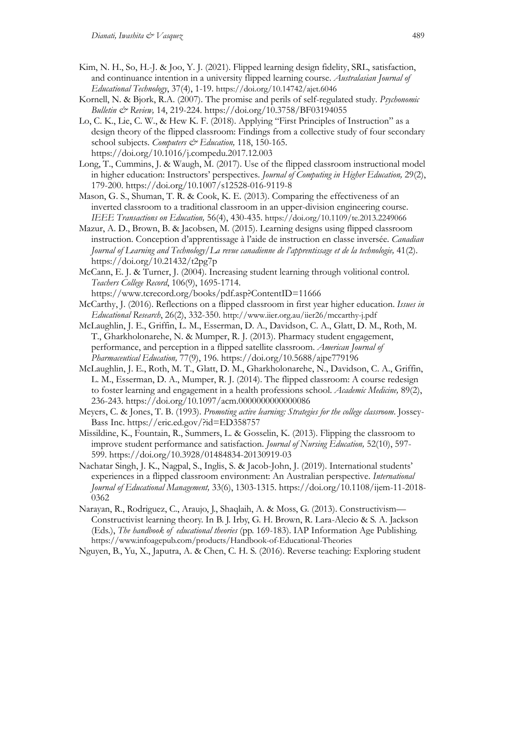Kim, N. H., So, H.-J. & Joo, Y. J. (2021). Flipped learning design fidelity, SRL, satisfaction, and continuance intention in a university flipped learning course. *Australasian Journal of Educational Technology*, 37(4), 1-19. https://doi.org/10.14742/ajet.6046

Kornell, N. & Bjork, R.A. (2007). The promise and perils of self-regulated study. *Psychonomic Bulletin & Review,* 14, 219-224. https://doi.org/10.3758/BF03194055

Lo, C. K., Lie, C. W., & Hew K. F. (2018). Applying "First Principles of Instruction" as a design theory of the flipped classroom: Findings from a collective study of four secondary school subjects. *Computers & Education,* 118, 150-165. https://doi.org/10.1016/j.compedu.2017.12.003

Long, T., Cummins, J. & Waugh, M. (2017). Use of the flipped classroom instructional model in higher education: Instructors' perspectives. *Journal of Computing in Higher Education,* 29(2), 179-200. https://doi.org/10.1007/s12528-016-9119-8

Mason, G. S., Shuman, T. R. & Cook, K. E. (2013). Comparing the effectiveness of an inverted classroom to a traditional classroom in an upper-division engineering course. *IEEE Transactions on Education,* 56(4), 430-435. https://doi.org/10.1109/te.2013.2249066

Mazur, A. D., Brown, B. & Jacobsen, M. (2015). Learning designs using flipped classroom instruction. Conception d'apprentissage à l'aide de instruction en classe inversée. *Canadian Journal of Learning and Technology/La revue canadienne de l'apprentissage et de la technologie,* 41(2). https://doi.org/10.21432/t2pg7p

McCann, E. J. & Turner, J. (2004). Increasing student learning through volitional control. *Teachers College Record*, 106(9), 1695-1714. https://www.tcrecord.org/books/pdf.asp?ContentID=11666

McCarthy, J. (2016). Reflections on a flipped classroom in first year higher education. *Issues in Educational Research*, 26(2), 332-350. http://www.iier.org.au/iier26/mccarthy-j.pdf

McLaughlin, J. E., Griffin, L. M., Esserman, D. A., Davidson, C. A., Glatt, D. M., Roth, M. T., Gharkholonarehe, N. & Mumper, R. J. (2013). Pharmacy student engagement, performance, and perception in a flipped satellite classroom. *American Journal of Pharmaceutical Education,* 77(9), 196. https://doi.org/10.5688/ajpe779196

McLaughlin, J. E., Roth, M. T., Glatt, D. M., Gharkholonarehe, N., Davidson, C. A., Griffin, L. M., Esserman, D. A., Mumper, R. J. (2014). The flipped classroom: A course redesign to foster learning and engagement in a health professions school. *Academic Medicine,* 89(2), 236-243. https://doi.org/10.1097/acm.0000000000000086

Meyers, C. & Jones, T. B. (1993). *Promoting active learning: Strategies for the college classroom*. Jossey-Bass Inc. https://eric.ed.gov/?id=ED358757

Missildine, K., Fountain, R., Summers, L. & Gosselin, K. (2013). Flipping the classroom to improve student performance and satisfaction. *Journal of Nursing Education,* 52(10), 597-599. https://doi.org/10.3928/01484834-20130919-03

Nachatar Singh, J. K., Nagpal, S., Inglis, S. & Jacob-John, J. (2019). International students' experiences in a flipped classroom environment: An Australian perspective. *International Journal of Educational Management,* 33(6), 1303-1315. https://doi.org/10.1108/ijem-11-2018-0362

Narayan, R., Rodriguez, C., Araujo, J., Shaqlaih, A. & Moss, G. (2013). Constructivism—Constructivist learning theory. In B. J. Irby, G. H. Brown, R. Lara-Alecio & S. A. Jackson (Eds.), *The handbook of educational theories* (pp. 169-183). IAP Information Age Publishing. https://www.infoagepub.com/products/Handbook-of-Educational-Theories

Nguyen, B., Yu, X., Japutra, A. & Chen, C. H. S. (2016). Reverse teaching: Exploring student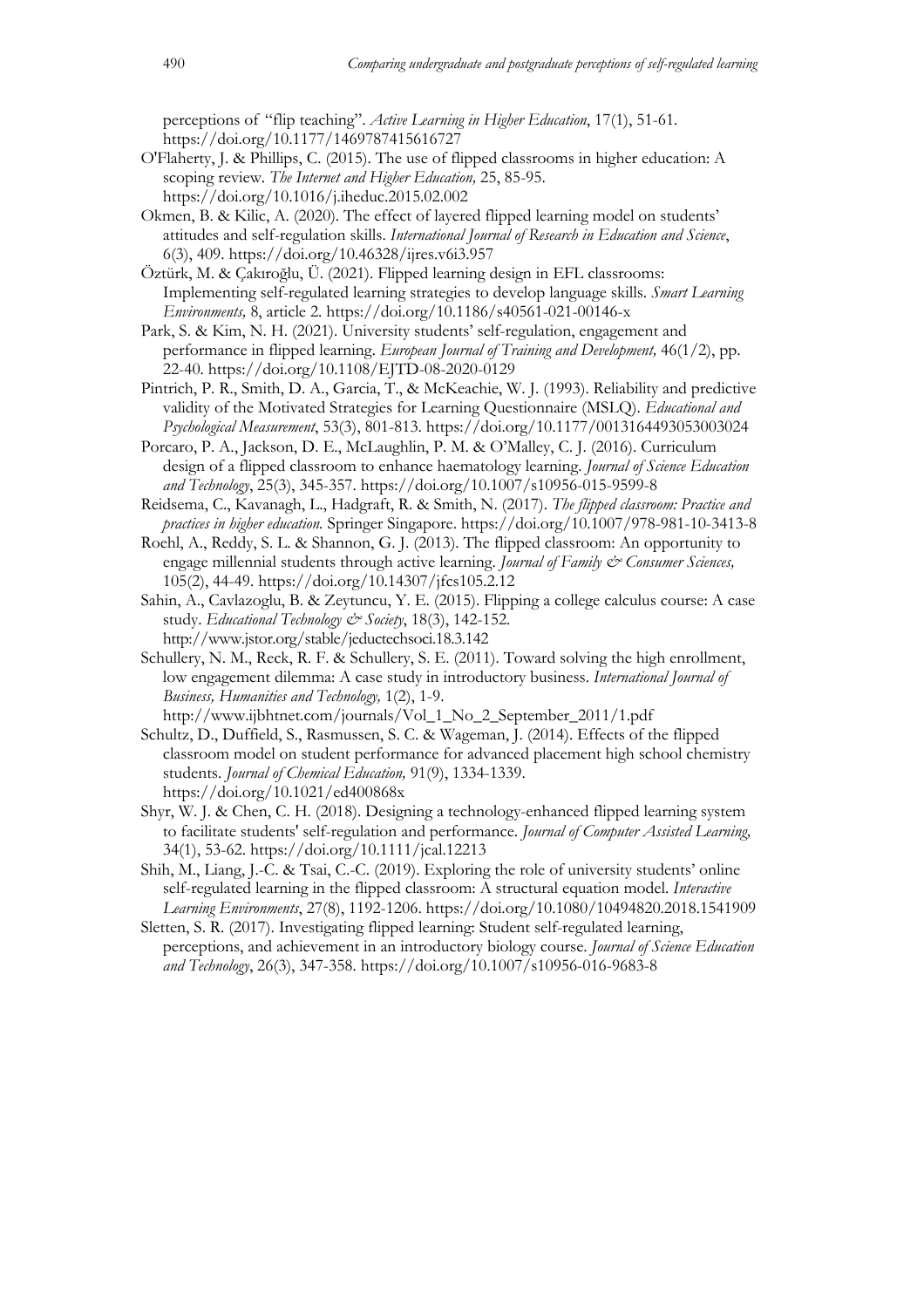perceptions of "flip teaching". *Active Learning in Higher Education*, 17(1), 51-61. https://doi.org/10.1177/1469787415616727

O'Flaherty, J. & Phillips, C. (2015). The use of flipped classrooms in higher education: A scoping review. *The Internet and Higher Education,* 25, 85-95. https://doi.org/10.1016/j.iheduc.2015.02.002

Okmen, B. & Kilic, A. (2020). The effect of layered flipped learning model on students' attitudes and self-regulation skills. *International Journal of Research in Education and Science*, 6(3), 409. https://doi.org/10.46328/ijres.v6i3.957

Öztürk, M. & Çakıroğlu, Ü. (2021). Flipped learning design in EFL classrooms: Implementing self-regulated learning strategies to develop language skills. *Smart Learning Environments,* 8, article 2. https://doi.org/10.1186/s40561-021-00146-x

Park, S. & Kim, N. H. (2021). University students' self-regulation, engagement and performance in flipped learning. *European Journal of Training and Development,* 46(1/2), pp. 22-40. https://doi.org/10.1108/EJTD-08-2020-0129

Pintrich, P. R., Smith, D. A., Garcia, T., & McKeachie, W. J. (1993). Reliability and predictive validity of the Motivated Strategies for Learning Questionnaire (MSLQ). *Educational and Psychological Measurement*, 53(3), 801-813. https://doi.org/10.1177/0013164493053003024

Porcaro, P. A., Jackson, D. E., McLaughlin, P. M. & O'Malley, C. J. (2016). Curriculum design of a flipped classroom to enhance haematology learning. *Journal of Science Education and Technology*, 25(3), 345-357. https://doi.org/10.1007/s10956-015-9599-8

Reidsema, C., Kavanagh, L., Hadgraft, R. & Smith, N. (2017). *The flipped classroom: Practice and practices in higher education.* Springer Singapore. https://doi.org/10.1007/978-981-10-3413-8

Roehl, A., Reddy, S. L. & Shannon, G. J. (2013). The flipped classroom: An opportunity to engage millennial students through active learning. *Journal of Family & Consumer Sciences,* 105(2), 44-49. https://doi.org/10.14307/jfcs105.2.12

Sahin, A., Cavlazoglu, B. & Zeytuncu, Y. E. (2015). Flipping a college calculus course: A case study. *Educational Technology & Society*, 18(3), 142-152. http://www.jstor.org/stable/jeductechsoci.18.3.142

Schullery, N. M., Reck, R. F. & Schullery, S. E. (2011). Toward solving the high enrollment, low engagement dilemma: A case study in introductory business. *International Journal of Business, Humanities and Technology,* 1(2), 1-9. http://www.ijbhtnet.com/journals/Vol_1_No_2_September_2011/1.pdf

Schultz, D., Duffield, S., Rasmussen, S. C. & Wageman, J. (2014). Effects of the flipped classroom model on student performance for advanced placement high school chemistry students. *Journal of Chemical Education,* 91(9), 1334-1339. https://doi.org/10.1021/ed400868x

Shyr, W. J. & Chen, C. H. (2018). Designing a technology-enhanced flipped learning system to facilitate students' self-regulation and performance. *Journal of Computer Assisted Learning,* 34(1), 53-62. https://doi.org/10.1111/jcal.12213

Shih, M., Liang, J.-C. & Tsai, C.-C. (2019). Exploring the role of university students' online self-regulated learning in the flipped classroom: A structural equation model. *Interactive Learning Environments*, 27(8), 1192-1206. https://doi.org/10.1080/10494820.2018.1541909

Sletten, S. R. (2017). Investigating flipped learning: Student self-regulated learning, perceptions, and achievement in an introductory biology course. *Journal of Science Education and Technology*, 26(3), 347-358. https://doi.org/10.1007/s10956-016-9683-8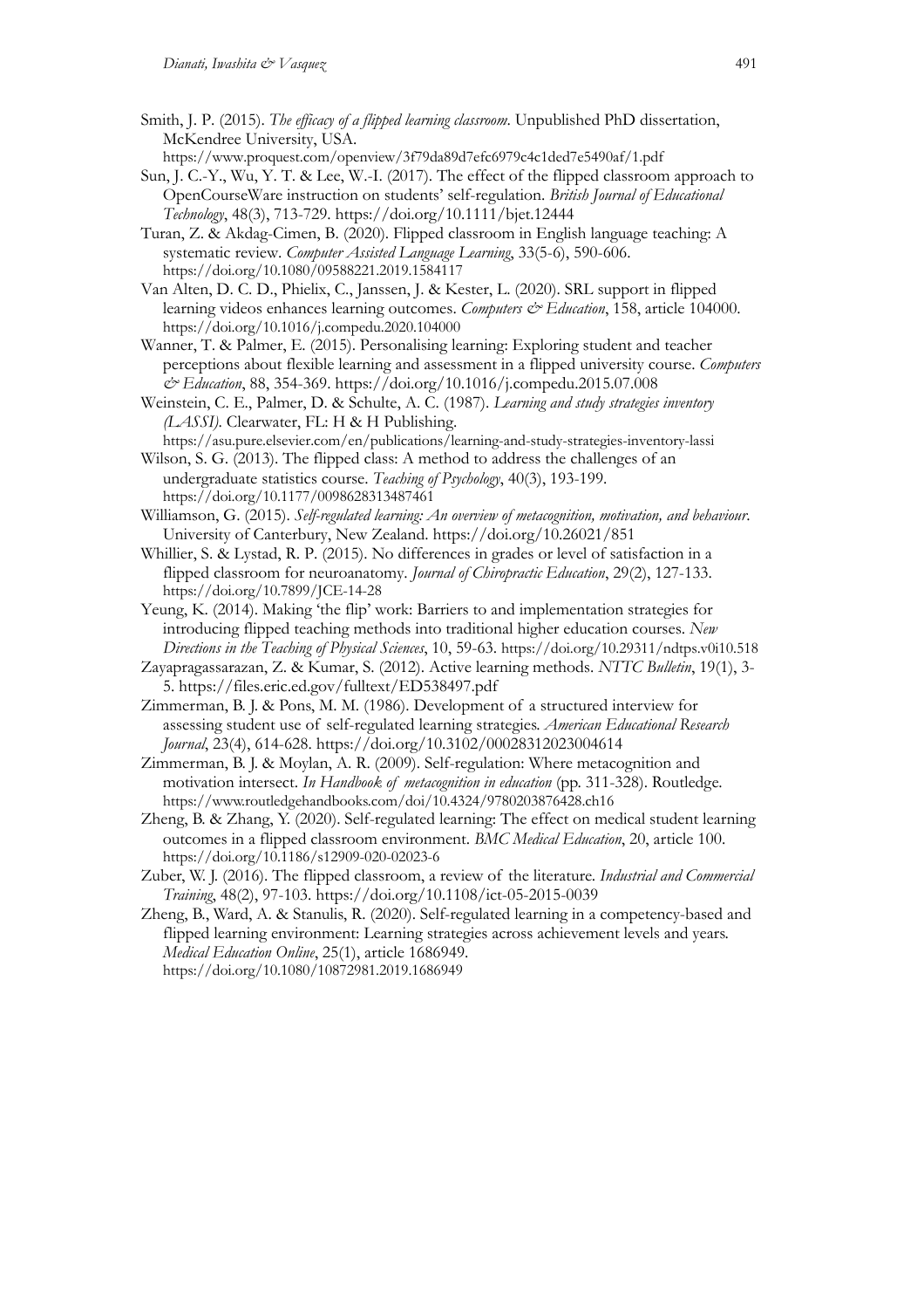Smith, J. P. (2015). *The efficacy of a flipped learning classroom*. Unpublished PhD dissertation, McKendree University, USA. https://www.proquest.com/openview/3f79da89d7efc6979c4c1ded7e5490af/1.pdf

Sun, J. C.-Y., Wu, Y. T. & Lee, W.-I. (2017). The effect of the flipped classroom approach to OpenCourseWare instruction on students' self-regulation. *British Journal of Educational Technology*, 48(3), 713-729. https://doi.org/10.1111/bjet.12444

Turan, Z. & Akdag-Cimen, B. (2020). Flipped classroom in English language teaching: A systematic review. *Computer Assisted Language Learning*, 33(5-6), 590-606. https://doi.org/10.1080/09588221.2019.1584117

Van Alten, D. C. D., Phielix, C., Janssen, J. & Kester, L. (2020). SRL support in flipped learning videos enhances learning outcomes. *Computers & Education*, 158, article 104000. https://doi.org/10.1016/j.compedu.2020.104000

Wanner, T. & Palmer, E. (2015). Personalising learning: Exploring student and teacher perceptions about flexible learning and assessment in a flipped university course. *Computers & Education*, 88, 354-369. https://doi.org/10.1016/j.compedu.2015.07.008

Weinstein, C. E., Palmer, D. & Schulte, A. C. (1987). *Learning and study strategies inventory (LASSI)*. Clearwater, FL: H & H Publishing. https://asu.pure.elsevier.com/en/publications/learning-and-study-strategies-inventory-lassi

Wilson, S. G. (2013). The flipped class: A method to address the challenges of an undergraduate statistics course. *Teaching of Psychology*, 40(3), 193-199. https://doi.org/10.1177/0098628313487461

Williamson, G. (2015). *Self-regulated learning: An overview of metacognition, motivation, and behaviour*. University of Canterbury, New Zealand. https://doi.org/10.26021/851

Whillier, S. & Lystad, R. P. (2015). No differences in grades or level of satisfaction in a flipped classroom for neuroanatomy. *Journal of Chiropractic Education*, 29(2), 127-133. https://doi.org/10.7899/JCE-14-28

Yeung, K. (2014). Making 'the flip' work: Barriers to and implementation strategies for introducing flipped teaching methods into traditional higher education courses. *New Directions in the Teaching of Physical Sciences*, 10, 59-63. https://doi.org/10.29311/ndtps.v0i10.518

Zayapragassarazan, Z. & Kumar, S. (2012). Active learning methods. *NTTC Bulletin*, 19(1), 3-5. https://files.eric.ed.gov/fulltext/ED538497.pdf

Zimmerman, B. J. & Pons, M. M. (1986). Development of a structured interview for assessing student use of self-regulated learning strategies. *American Educational Research Journal*, 23(4), 614-628. https://doi.org/10.3102/00028312023004614

Zimmerman, B. J. & Moylan, A. R. (2009). Self-regulation: Where metacognition and motivation intersect. *In Handbook of metacognition in education* (pp. 311-328). Routledge. https://www.routledgehandbooks.com/doi/10.4324/9780203876428.ch16

Zheng, B. & Zhang, Y. (2020). Self-regulated learning: The effect on medical student learning outcomes in a flipped classroom environment. *BMC Medical Education*, 20, article 100. https://doi.org/10.1186/s12909-020-02023-6

Zuber, W. J. (2016). The flipped classroom, a review of the literature. *Industrial and Commercial Training*, 48(2), 97-103. https://doi.org/10.1108/ict-05-2015-0039

Zheng, B., Ward, A. & Stanulis, R. (2020). Self-regulated learning in a competency-based and flipped learning environment: Learning strategies across achievement levels and years. *Medical Education Online*, 25(1), article 1686949. https://doi.org/10.1080/10872981.2019.1686949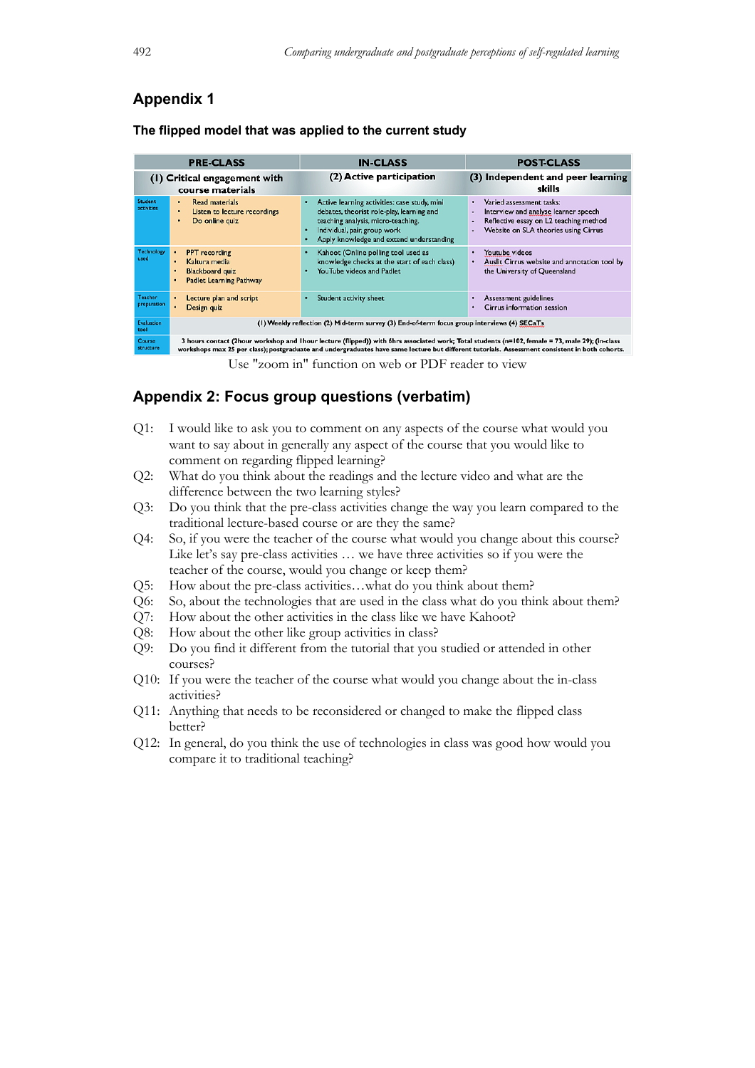## Appendix 1

### The flipped model that was applied to the current study

| | PRE-CLASS | IN-CLASS | POST-CLASS |
|---|---|---|---|
| | (1) Critical engagement with course materials | (2) Active participation | (3) Independent and peer learning skills |
| Student activities | • Read materials<br>• Listen to lecture recordings<br>• Do online quiz | • Active learning activities: case study, mini debates, theorist role-play, learning and teaching analysis, micro-teaching.<br>• Individual, pair, group work<br>• Apply knowledge and extend understanding | • Varied assessment tasks:<br>- Interview and analyse learner speech<br>- Reflective essay on L2 teaching method<br>- Website on SLA theories using Cirrus |
| Technology used | • PPT recording<br>• Kaltura media<br>• Blackboard quiz<br>• Padlet Learning Pathway | • Kahoot (Online polling tool used as knowledge checks at the start of each class)<br>• YouTube videos and Padlet | • Youtube videos<br>• Auslit Cirrus website and annotation tool by the University of Queensland |
| Teacher preparation | • Lecture plan and script<br>• Design quiz | • Student activity sheet | • Assessment guidelines<br>• Cirrus information session |
| Evaluation tool | (1) Weekly reflection (2) Mid-term survey (3) End-of-term focus group interviews (4) SECaTs | | |
| Course structure | 3 hours contact (2hour workshop and 1hour lecture (flipped)) with 6hrs associated work; Total students (n=102, female = 73, male 29); (in-class workshops max 25 per class); postgraduate and undergraduates have same lecture but different tutorials. Assessment consistent in both cohorts. | | |

Use "zoom in" function on web or PDF reader to view

## Appendix 2: Focus group questions (verbatim)

Q1: I would like to ask you to comment on any aspects of the course what would you want to say about in generally any aspect of the course that you would like to comment on regarding flipped learning?

Q2: What do you think about the readings and the lecture video and what are the difference between the two learning styles?

Q3: Do you think that the pre-class activities change the way you learn compared to the traditional lecture-based course or are they the same?

Q4: So, if you were the teacher of the course what would you change about this course? Like let's say pre-class activities … we have three activities so if you were the teacher of the course, would you change or keep them?

Q5: How about the pre-class activities…what do you think about them?

Q6: So, about the technologies that are used in the class what do you think about them?

Q7: How about the other activities in the class like we have Kahoot?

Q8: How about the other like group activities in class?

Q9: Do you find it different from the tutorial that you studied or attended in other courses?

Q10: If you were the teacher of the course what would you change about the in-class activities?

Q11: Anything that needs to be reconsidered or changed to make the flipped class better?

Q12: In general, do you think the use of technologies in class was good how would you compare it to traditional teaching?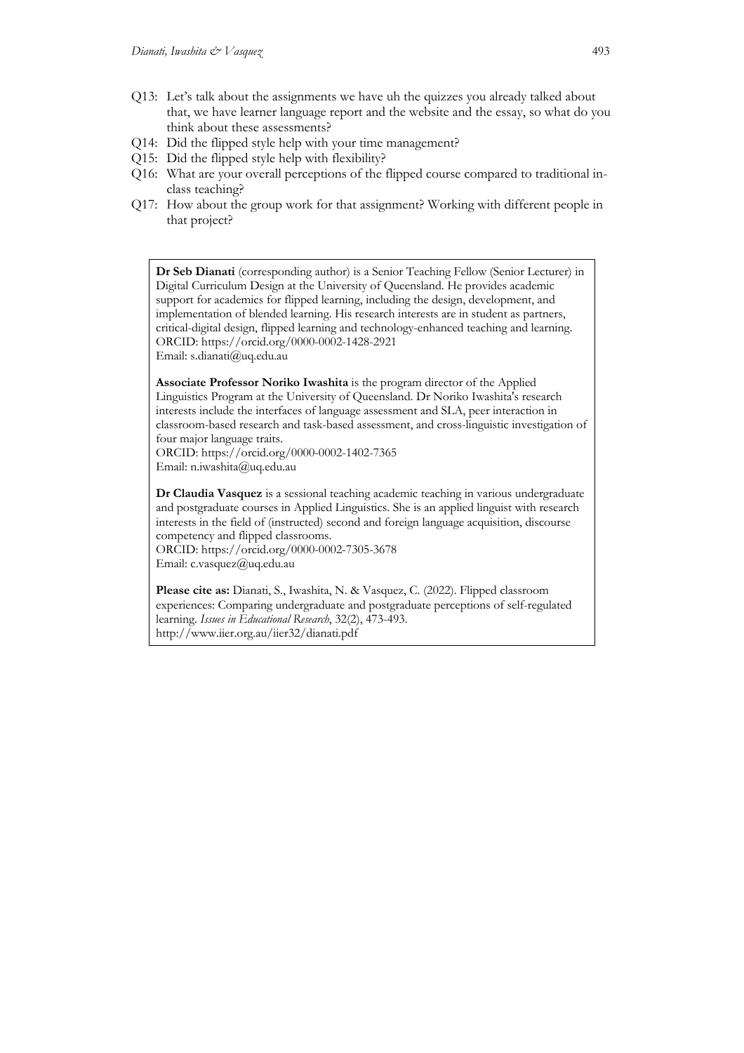Q13: Let's talk about the assignments we have uh the quizzes you already talked about that, we have learner language report and the website and the essay, so what do you think about these assessments?

Q14: Did the flipped style help with your time management?

Q15: Did the flipped style help with flexibility?

Q16: What are your overall perceptions of the flipped course compared to traditional in-class teaching?

Q17: How about the group work for that assignment? Working with different people in that project?

**Dr Seb Dianati** (corresponding author) is a Senior Teaching Fellow (Senior Lecturer) in Digital Curriculum Design at the University of Queensland. He provides academic support for academics for flipped learning, including the design, development, and implementation of blended learning. His research interests are in student as partners, critical-digital design, flipped learning and technology-enhanced teaching and learning.
ORCID: https://orcid.org/0000-0002-1428-2921
Email: s.dianati@uq.edu.au

**Associate Professor Noriko Iwashita** is the program director of the Applied Linguistics Program at the University of Queensland. Dr Noriko Iwashita's research interests include the interfaces of language assessment and SLA, peer interaction in classroom-based research and task-based assessment, and cross-linguistic investigation of four major language traits.
ORCID: https://orcid.org/0000-0002-1402-7365
Email: n.iwashita@uq.edu.au

**Dr Claudia Vasquez** is a sessional teaching academic teaching in various undergraduate and postgraduate courses in Applied Linguistics. She is an applied linguist with research interests in the field of (instructed) second and foreign language acquisition, discourse competency and flipped classrooms.
ORCID: https://orcid.org/0000-0002-7305-3678
Email: c.vasquez@uq.edu.au

**Please cite as:** Dianati, S., Iwashita, N. & Vasquez, C. (2022). Flipped classroom experiences: Comparing undergraduate and postgraduate perceptions of self-regulated learning. *Issues in Educational Research*, 32(2), 473-493.
http://www.iier.org.au/iier32/dianati.pdf